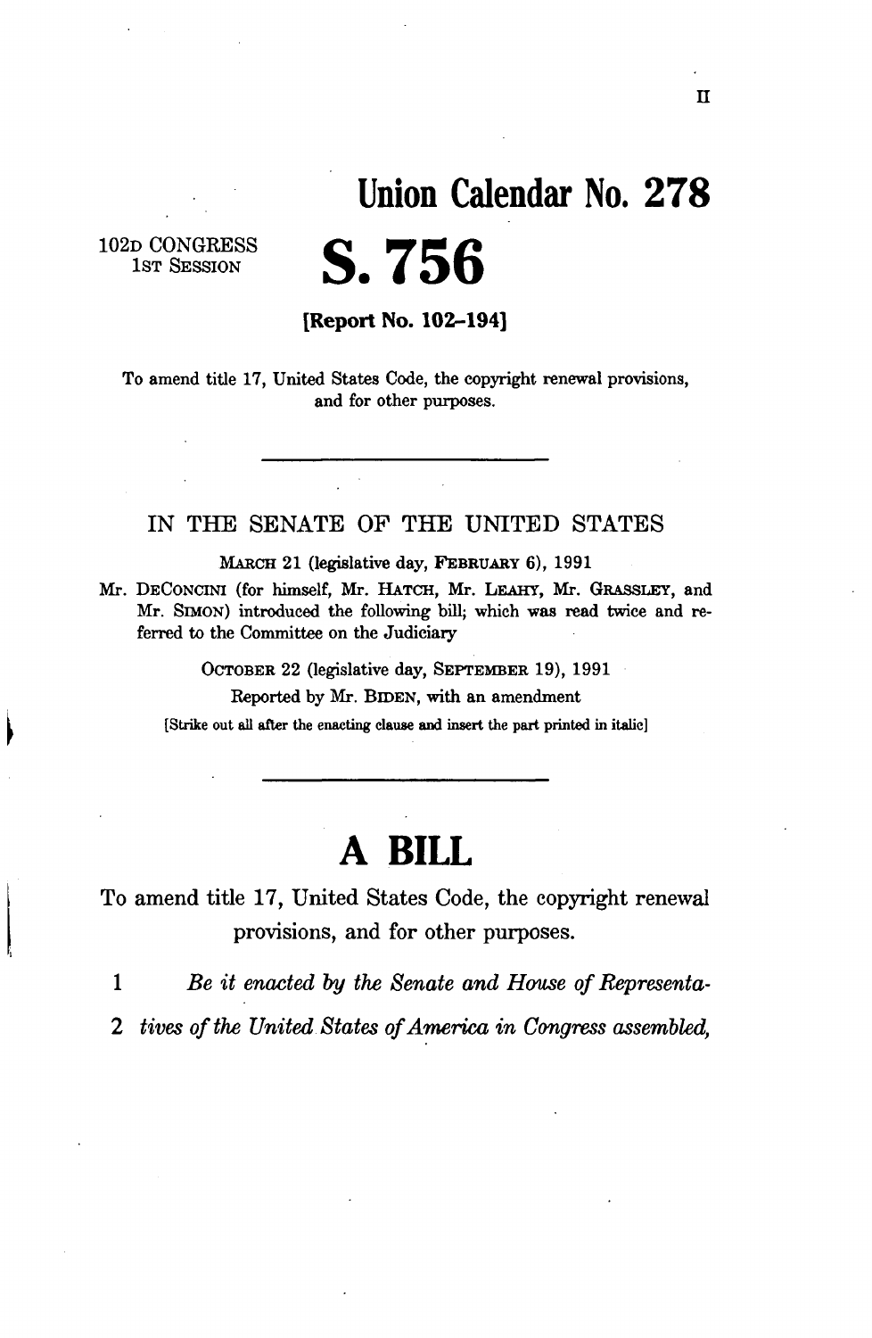II

# Union Calendar No. 278

102D CONGRESS
1ST SESSION

# S. 756

**[Report No. 102–194]**

To amend title 17, United States Code, the copyright renewal provisions, and for other purposes.

---

IN THE SENATE OF THE UNITED STATES

MARCH 21 (legislative day, FEBRUARY 6), 1991

Mr. DECONCINI (for himself, Mr. HATCH, Mr. LEAHY, Mr. GRASSLEY, and Mr. SIMON) introduced the following bill; which was read twice and referred to the Committee on the Judiciary

OCTOBER 22 (legislative day, SEPTEMBER 19), 1991

Reported by Mr. BIDEN, with an amendment

[Strike out all after the enacting clause and insert the part printed in italic]

---

# A BILL

To amend title 17, United States Code, the copyright renewal provisions, and for other purposes.

1 *Be it enacted by the Senate and House of Representa-*

2 *tives of the United States of America in Congress assembled,*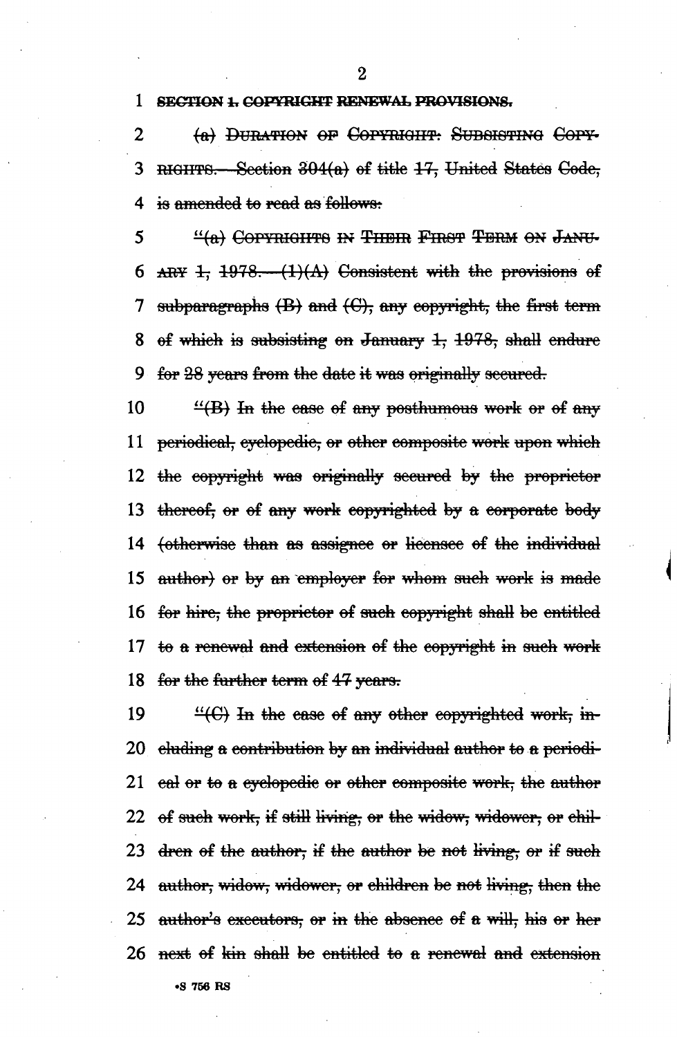~~SECTION 1. COPYRIGHT RENEWAL PROVISIONS.~~

~~(a) DURATION OF COPYRIGHT: SUBSISTING COPYRIGHTS.—Section 304(a) of title 17, United States Code, is amended to read as follows:~~

~~"(a) COPYRIGHTS IN THEIR FIRST TERM ON JANUARY 1, 1978.—(1)(A) Consistent with the provisions of subparagraphs (B) and (C), any copyright, the first term of which is subsisting on January 1, 1978, shall endure for 28 years from the date it was originally secured.~~

~~"(B) In the case of any posthumous work or of any periodical, cyclopedic, or other composite work upon which the copyright was originally secured by the proprietor thereof, or of any work copyrighted by a corporate body (otherwise than as assignee or licensee of the individual author) or by an employer for whom such work is made for hire, the proprietor of such copyright shall be entitled to a renewal and extension of the copyright in such work for the further term of 47 years.~~

~~"(C) In the case of any other copyrighted work, including a contribution by an individual author to a periodical or to a cyclopedic or other composite work, the author of such work, if still living, or the widow, widower, or children of the author, if the author be not living, or if such author, widow, widower, or children be not living, then the author's executors, or in the absence of a will, his or her next of kin shall be entitled to a renewal and extension~~

•S 756 RS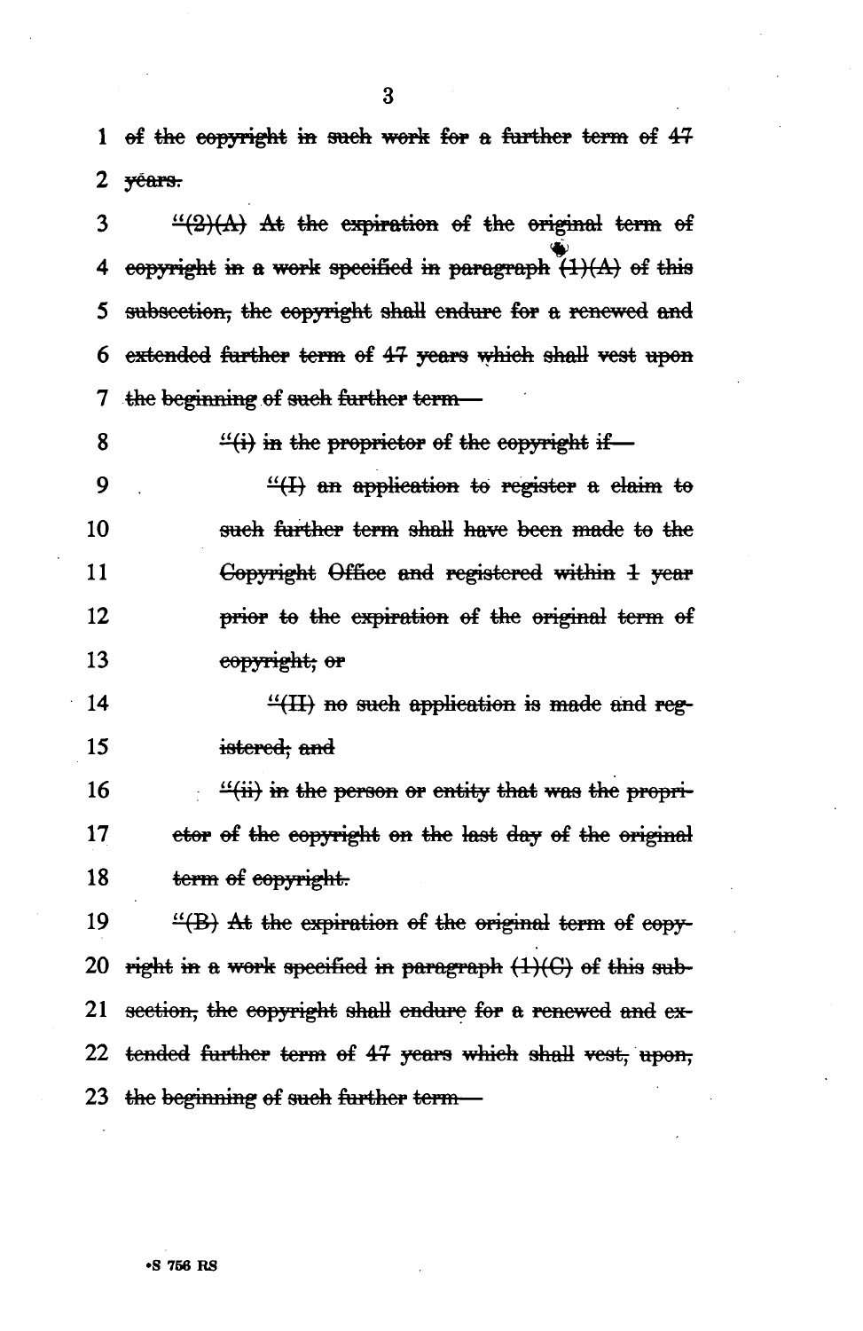~~of the copyright in such work for a further term of 47 years.~~

~~"(2)(A) At the expiration of the original term of copyright in a work specified in paragraph (1)(A) of this subsection, the copyright shall endure for a renewed and extended further term of 47 years which shall vest upon the beginning of such further term—~~

~~"(i) in the proprietor of the copyright if—~~

~~"(I) an application to register a claim to such further term shall have been made to the Copyright Office and registered within 1 year prior to the expiration of the original term of copyright; or~~

~~"(II) no such application is made and registered; and~~

~~"(ii) in the person or entity that was the proprietor of the copyright on the last day of the original term of copyright.~~

~~"(B) At the expiration of the original term of copyright in a work specified in paragraph (1)(C) of this subsection, the copyright shall endure for a renewed and extended further term of 47 years which shall vest, upon, the beginning of such further term—~~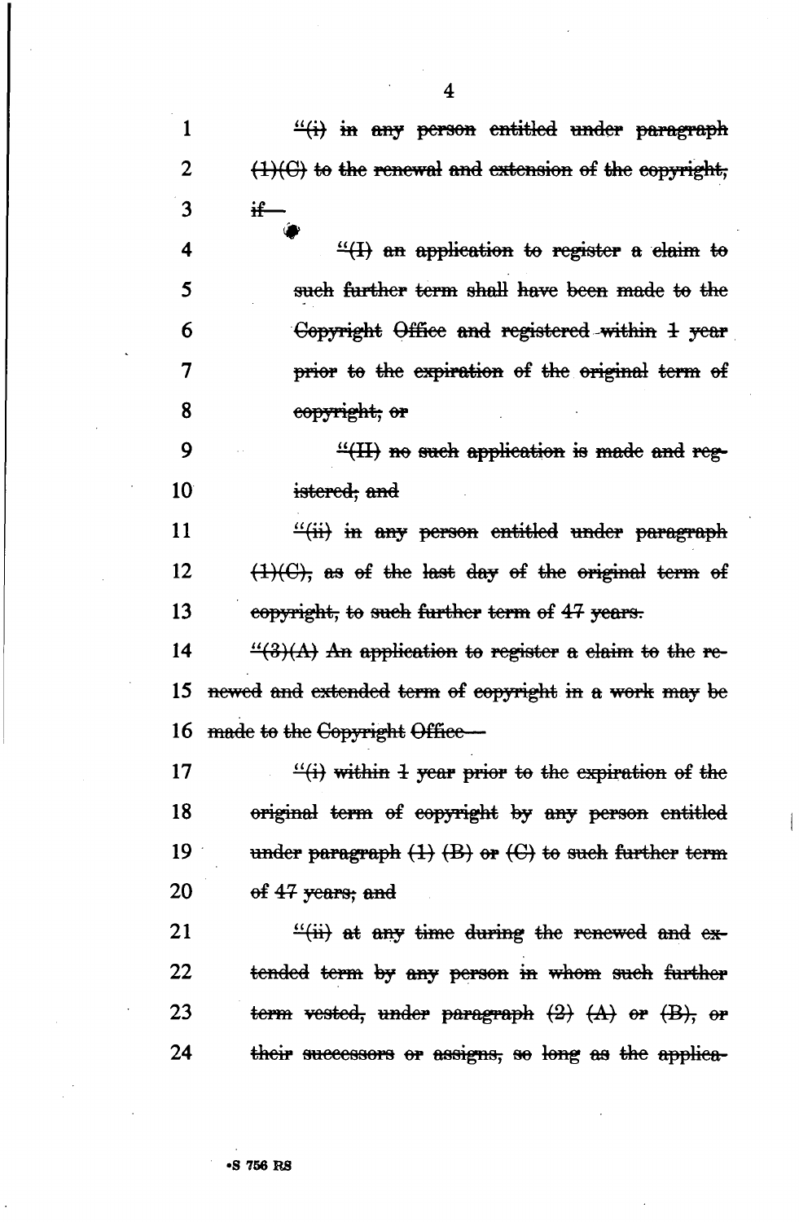~~"(i) in any person entitled under paragraph (1)(C) to the renewal and extension of the copyright, if—~~

~~"(I) an application to register a claim to such further term shall have been made to the Copyright Office and registered within 1 year prior to the expiration of the original term of copyright; or~~

~~"(II) no such application is made and registered; and~~

~~"(ii) in any person entitled under paragraph (1)(C), as of the last day of the original term of copyright, to such further term of 47 years.~~

~~"(3)(A) An application to register a claim to the renewed and extended term of copyright in a work may be made to the Copyright Office—~~

~~"(i) within 1 year prior to the expiration of the original term of copyright by any person entitled under paragraph (1) (B) or (C) to such further term of 47 years; and~~

~~"(ii) at any time during the renewed and extended term by any person in whom such further term vested, under paragraph (2) (A) or (B), or their successors or assigns, so long as the applica-~~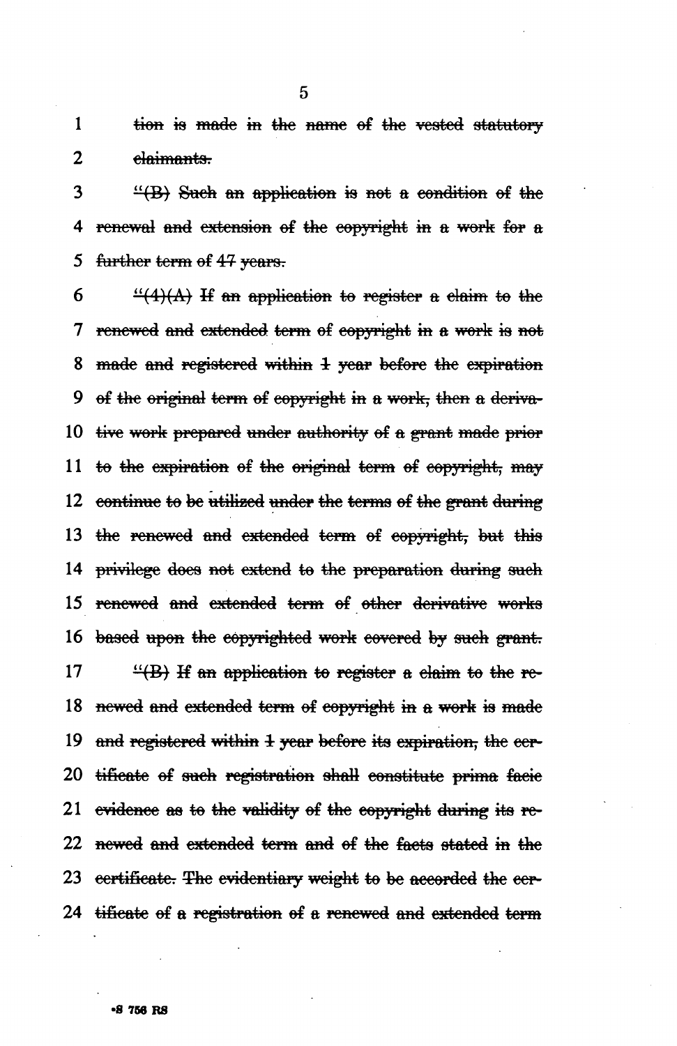~~tion is made in the name of the vested statutory claimants.~~

~~"(B) Such an application is not a condition of the renewal and extension of the copyright in a work for a further term of 47 years.~~

~~"(4)(A) If an application to register a claim to the renewed and extended term of copyright in a work is not made and registered within 1 year before the expiration of the original term of copyright in a work, then a derivative work prepared under authority of a grant made prior to the expiration of the original term of copyright, may continue to be utilized under the terms of the grant during the renewed and extended term of copyright, but this privilege does not extend to the preparation during such renewed and extended term of other derivative works based upon the copyrighted work covered by such grant.~~

~~"(B) If an application to register a claim to the renewed and extended term of copyright in a work is made and registered within 1 year before its expiration, the certificate of such registration shall constitute prima facie evidence as to the validity of the copyright during its renewed and extended term and of the facts stated in the certificate. The evidentiary weight to be accorded the certificate of a registration of a renewed and extended term~~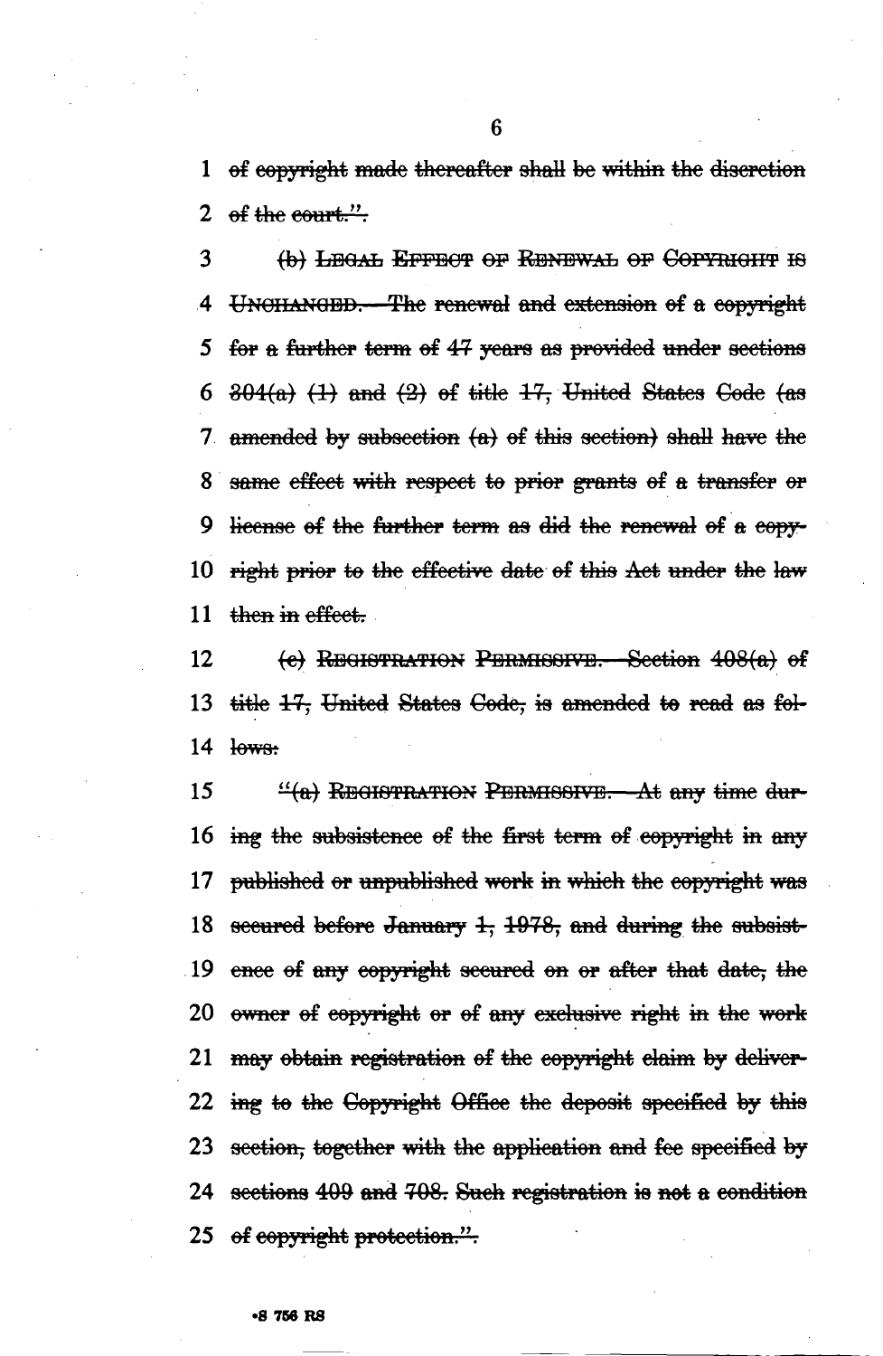~~of copyright made thereafter shall be within the discretion of the court.".~~

~~(b) LEGAL EFFECT OF RENEWAL OF COPYRIGHT IS UNCHANGED.—The renewal and extension of a copyright for a further term of 47 years as provided under sections 304(a) (1) and (2) of title 17, United States Code (as amended by subsection (a) of this section) shall have the same effect with respect to prior grants of a transfer or license of the further term as did the renewal of a copyright prior to the effective date of this Act under the law then in effect.~~

~~(c) REGISTRATION PERMISSIVE.—Section 408(a) of title 17, United States Code, is amended to read as follows:~~

~~"(a) REGISTRATION PERMISSIVE.—At any time during the subsistence of the first term of copyright in any published or unpublished work in which the copyright was secured before January 1, 1978, and during the subsistence of any copyright secured on or after that date, the owner of copyright or of any exclusive right in the work may obtain registration of the copyright claim by delivering to the Copyright Office the deposit specified by this section, together with the application and fee specified by sections 409 and 708. Such registration is not a condition of copyright protection.".~~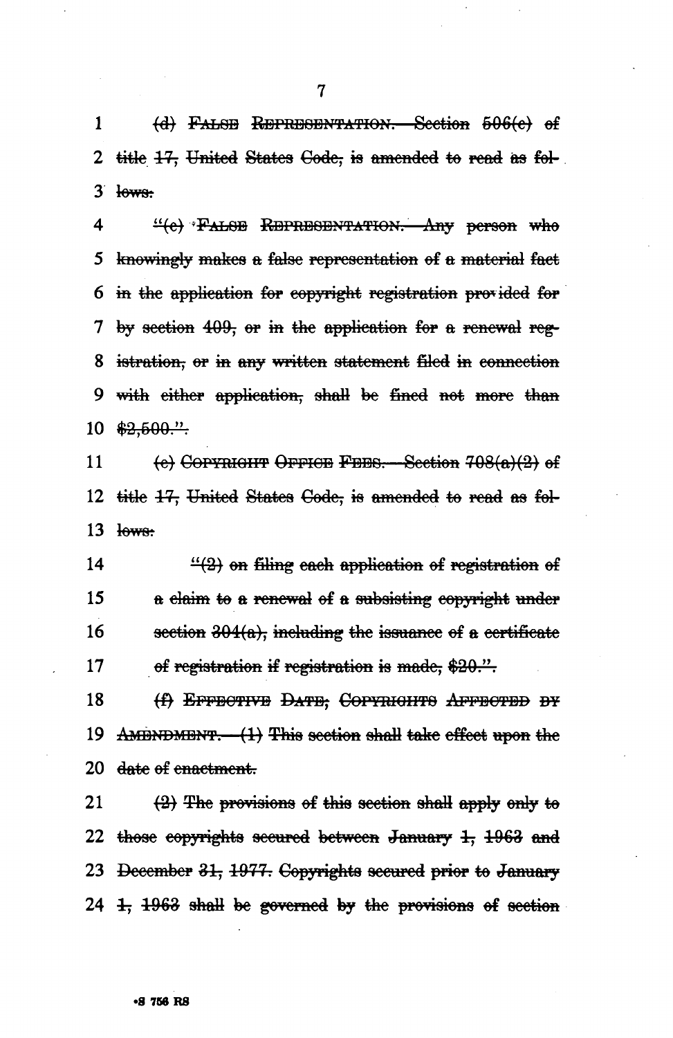~~(d) FALSE REPRESENTATION.—Section 506(e) of title 17, United States Code, is amended to read as follows:~~

~~"(e) FALSE REPRESENTATION.—Any person who knowingly makes a false representation of a material fact in the application for copyright registration provided for by section 409, or in the application for a renewal registration, or in any written statement filed in connection with either application, shall be fined not more than $2,500.".~~

~~(e) COPYRIGHT OFFICE FEES.—Section 708(a)(2) of title 17, United States Code, is amended to read as follows:~~

~~"(2) on filing each application of registration of a claim to a renewal of a subsisting copyright under section 304(a), including the issuance of a certificate of registration if registration is made, $20.".~~

~~(f) EFFECTIVE DATE; COPYRIGHTS AFFECTED BY AMENDMENT.—(1) This section shall take effect upon the date of enactment.~~

~~(2) The provisions of this section shall apply only to those copyrights secured between January 1, 1963 and December 31, 1977. Copyrights secured prior to January 1, 1963 shall be governed by the provisions of section~~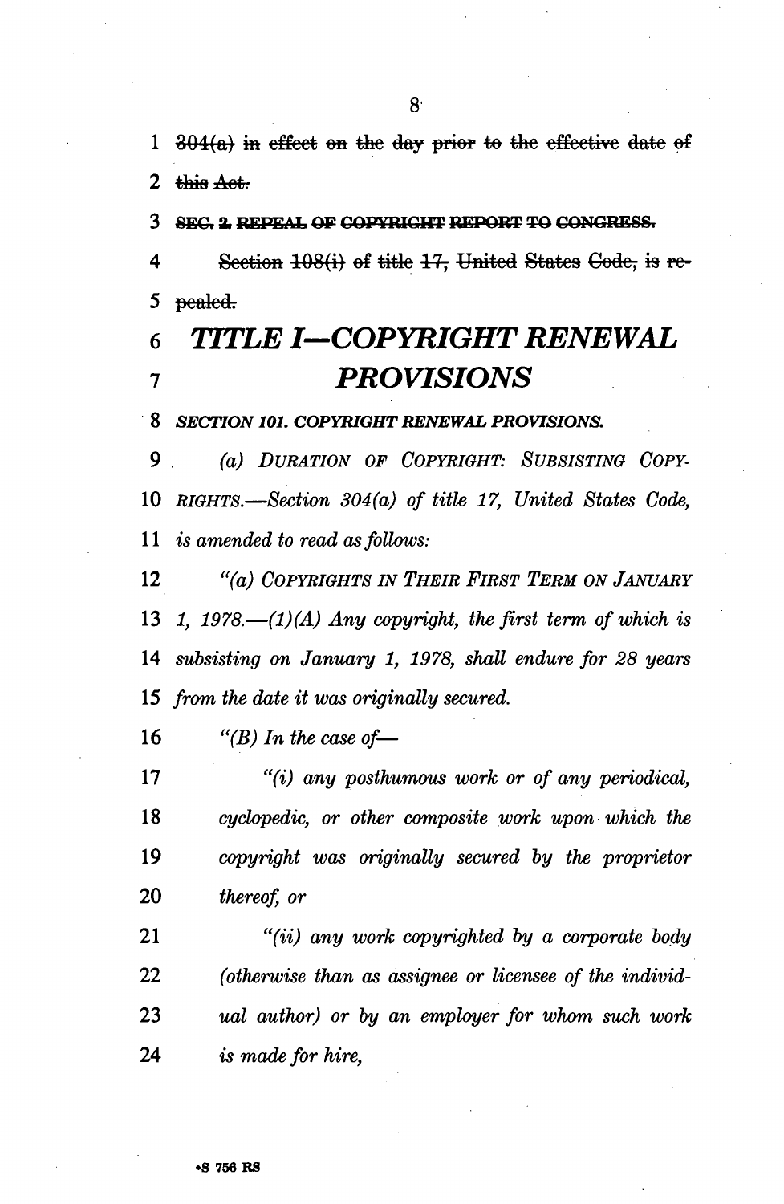~~304(a) in effect on the day prior to the effective date of this Act.~~

~~**SEC. 2. REPEAL OF COPYRIGHT REPORT TO CONGRESS.**~~

~~Section 108(i) of title 17, United States Code, is repealed.~~

# *TITLE I—COPYRIGHT RENEWAL PROVISIONS*

***SECTION 101. COPYRIGHT RENEWAL PROVISIONS.***

*(a) DURATION OF COPYRIGHT: SUBSISTING COPYRIGHTS.—Section 304(a) of title 17, United States Code, is amended to read as follows:*

*"(a) COPYRIGHTS IN THEIR FIRST TERM ON JANUARY 1, 1978.—(1)(A) Any copyright, the first term of which is subsisting on January 1, 1978, shall endure for 28 years from the date it was originally secured.*

*"(B) In the case of—*

*"(i) any posthumous work or of any periodical, cyclopedic, or other composite work upon which the copyright was originally secured by the proprietor thereof, or*

*"(ii) any work copyrighted by a corporate body (otherwise than as assignee or licensee of the individual author) or by an employer for whom such work is made for hire,*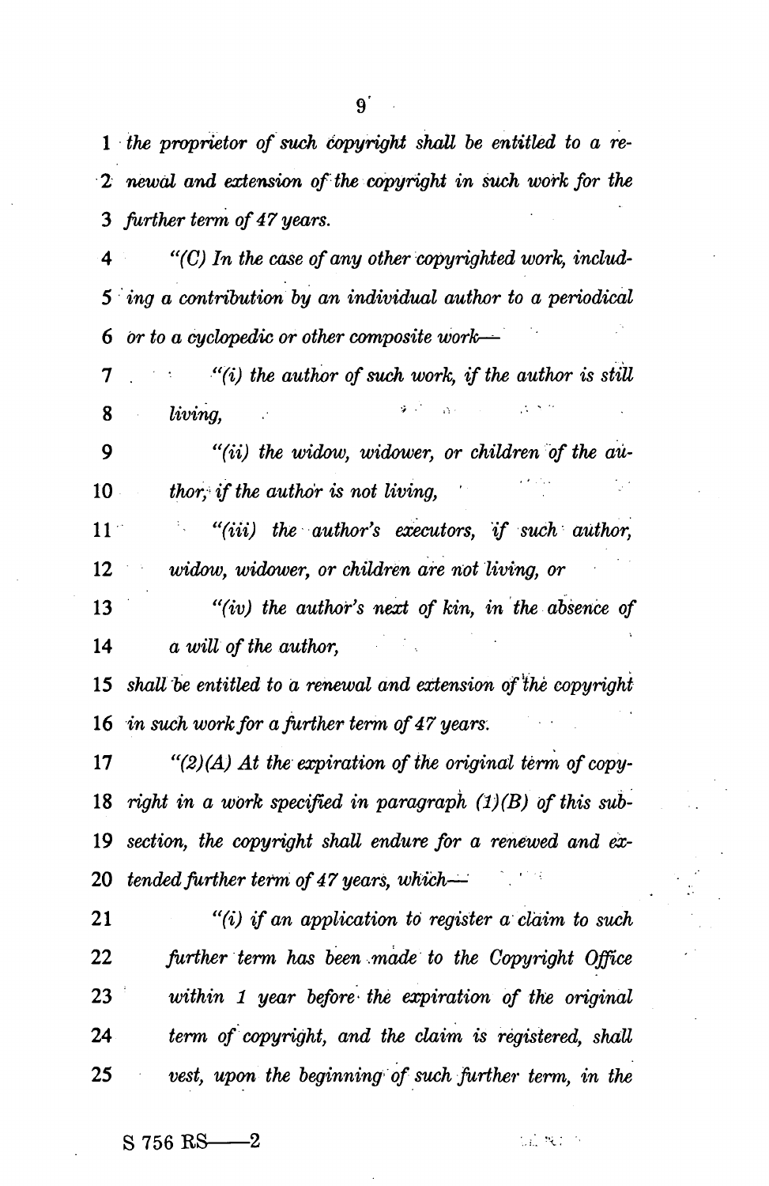*the proprietor of such copyright shall be entitled to a renewal and extension of the copyright in such work for the further term of 47 years.*

*"(C) In the case of any other copyrighted work, including a contribution by an individual author to a periodical or to a cyclopedic or other composite work—*

*"(i) the author of such work, if the author is still living,*

*"(ii) the widow, widower, or children of the author, if the author is not living,*

*"(iii) the author's executors, if such author, widow, widower, or children are not living, or*

*"(iv) the author's next of kin, in the absence of a will of the author,*

*shall be entitled to a renewal and extension of the copyright in such work for a further term of 47 years.*

*"(2)(A) At the expiration of the original term of copyright in a work specified in paragraph (1)(B) of this subsection, the copyright shall endure for a renewed and extended further term of 47 years, which—*

*"(i) if an application to register a claim to such further term has been made to the Copyright Office within 1 year before the expiration of the original term of copyright, and the claim is registered, shall vest, upon the beginning of such further term, in the*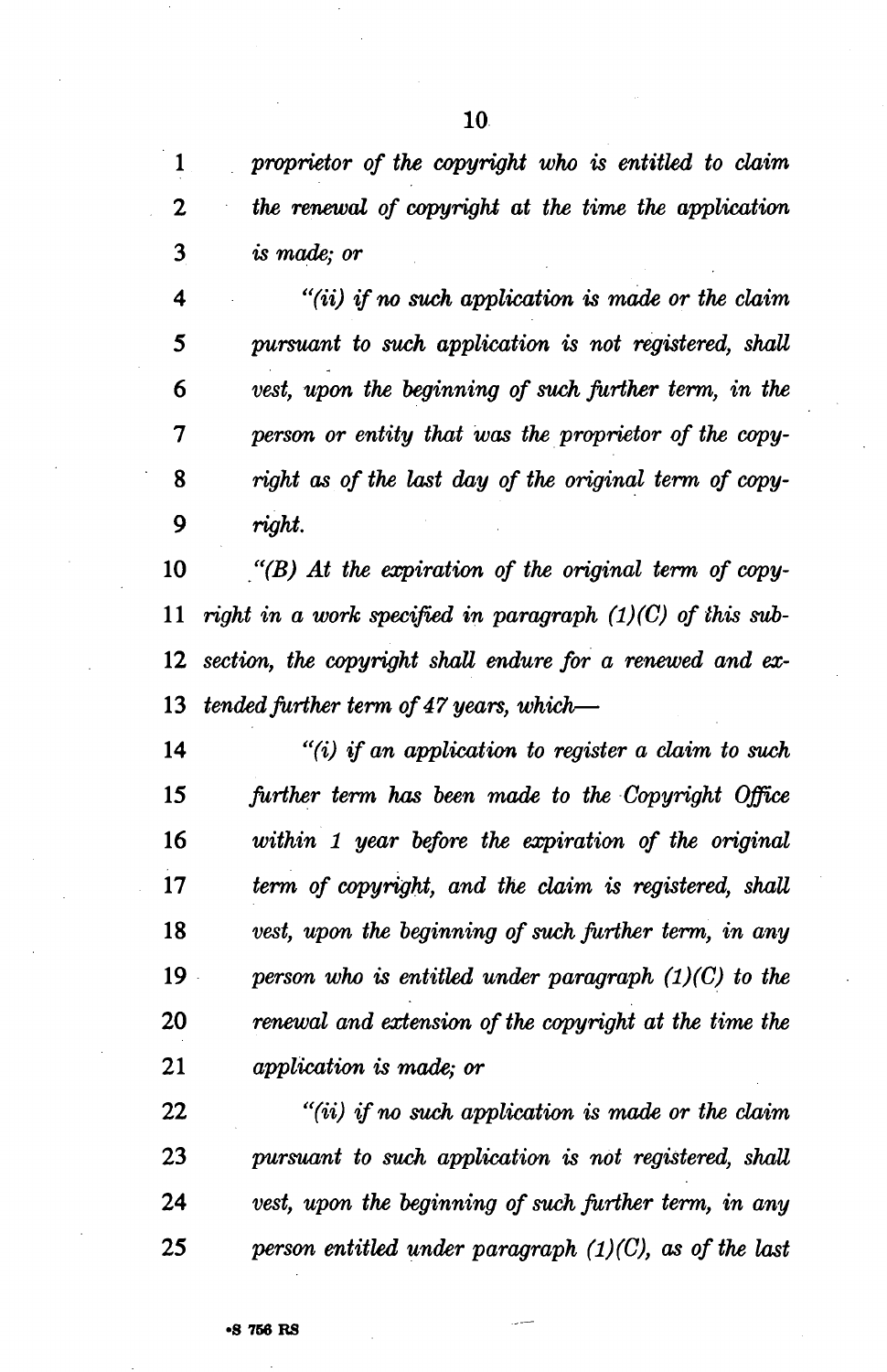*proprietor of the copyright who is entitled to claim the renewal of copyright at the time the application is made; or*

*"(ii) if no such application is made or the claim pursuant to such application is not registered, shall vest, upon the beginning of such further term, in the person or entity that was the proprietor of the copyright as of the last day of the original term of copyright.*

*"(B) At the expiration of the original term of copyright in a work specified in paragraph (1)(C) of this subsection, the copyright shall endure for a renewed and extended further term of 47 years, which—*

*"(i) if an application to register a claim to such further term has been made to the Copyright Office within 1 year before the expiration of the original term of copyright, and the claim is registered, shall vest, upon the beginning of such further term, in any person who is entitled under paragraph (1)(C) to the renewal and extension of the copyright at the time the application is made; or*

*"(ii) if no such application is made or the claim pursuant to such application is not registered, shall vest, upon the beginning of such further term, in any person entitled under paragraph (1)(C), as of the last*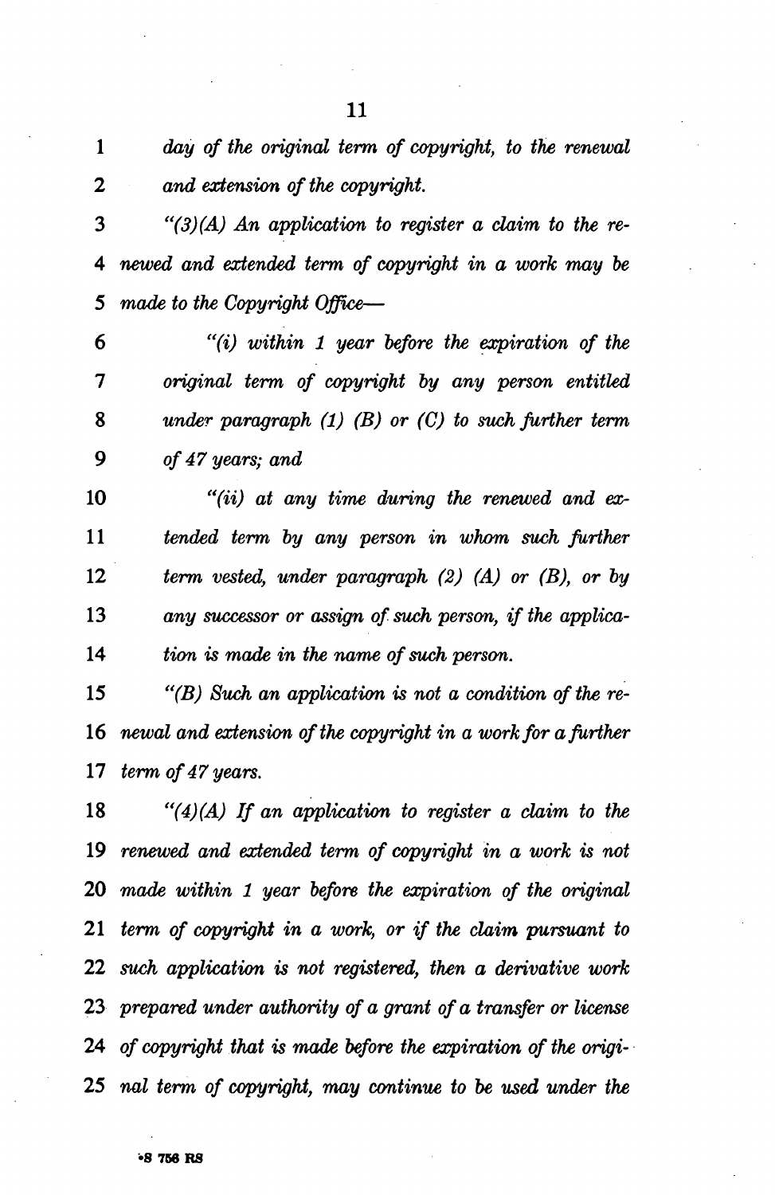*day of the original term of copyright, to the renewal and extension of the copyright.*

*"(3)(A) An application to register a claim to the renewed and extended term of copyright in a work may be made to the Copyright Office—*

*"(i) within 1 year before the expiration of the original term of copyright by any person entitled under paragraph (1) (B) or (C) to such further term of 47 years; and*

*"(ii) at any time during the renewed and extended term by any person in whom such further term vested, under paragraph (2) (A) or (B), or by any successor or assign of such person, if the application is made in the name of such person.*

*"(B) Such an application is not a condition of the renewal and extension of the copyright in a work for a further term of 47 years.*

*"(4)(A) If an application to register a claim to the renewed and extended term of copyright in a work is not made within 1 year before the expiration of the original term of copyright in a work, or if the claim pursuant to such application is not registered, then a derivative work prepared under authority of a grant of a transfer or license of copyright that is made before the expiration of the original term of copyright, may continue to be used under the*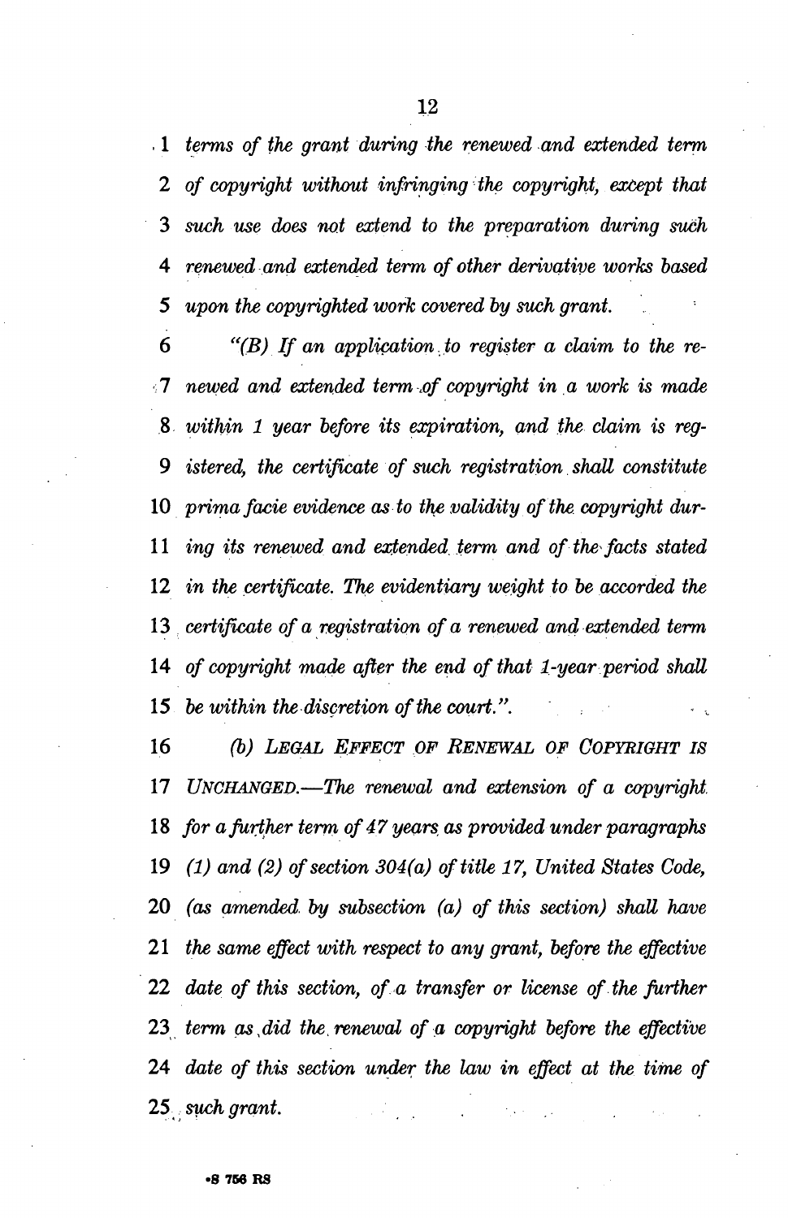*terms of the grant during the renewed and extended term of copyright without infringing the copyright, except that such use does not extend to the preparation during such renewed and extended term of other derivative works based upon the copyrighted work covered by such grant.*

*"(B) If an application to register a claim to the renewed and extended term of copyright in a work is made within 1 year before its expiration, and the claim is registered, the certificate of such registration shall constitute prima facie evidence as to the validity of the copyright during its renewed and extended term and of the facts stated in the certificate. The evidentiary weight to be accorded the certificate of a registration of a renewed and extended term of copyright made after the end of that 1-year period shall be within the discretion of the court.".*

*(b) LEGAL EFFECT OF RENEWAL OF COPYRIGHT IS UNCHANGED.—The renewal and extension of a copyright for a further term of 47 years as provided under paragraphs (1) and (2) of section 304(a) of title 17, United States Code, (as amended by subsection (a) of this section) shall have the same effect with respect to any grant, before the effective date of this section, of a transfer or license of the further term as did the renewal of a copyright before the effective date of this section under the law in effect at the time of such grant.*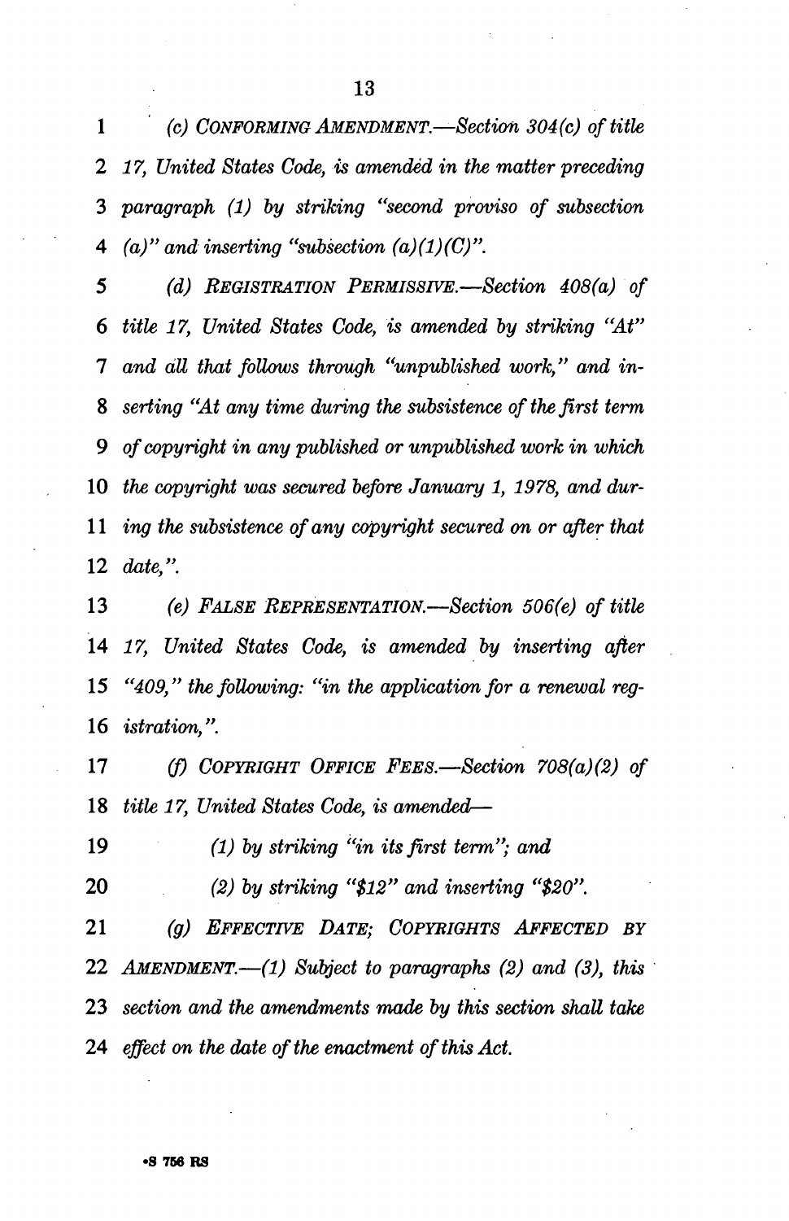*(c) CONFORMING AMENDMENT.—Section 304(c) of title 17, United States Code, is amended in the matter preceding paragraph (1) by striking "second proviso of subsection (a)" and inserting "subsection (a)(1)(C)".*

*(d) REGISTRATION PERMISSIVE.—Section 408(a) of title 17, United States Code, is amended by striking "At" and all that follows through "unpublished work," and inserting "At any time during the subsistence of the first term of copyright in any published or unpublished work in which the copyright was secured before January 1, 1978, and during the subsistence of any copyright secured on or after that date,".*

*(e) FALSE REPRESENTATION.—Section 506(e) of title 17, United States Code, is amended by inserting after "409," the following: "in the application for a renewal registration,".*

*(f) COPYRIGHT OFFICE FEES.—Section 708(a)(2) of title 17, United States Code, is amended—*

*(1) by striking "in its first term"; and*

*(2) by striking "$12" and inserting "$20".*

*(g) EFFECTIVE DATE; COPYRIGHTS AFFECTED BY AMENDMENT.—(1) Subject to paragraphs (2) and (3), this section and the amendments made by this section shall take effect on the date of the enactment of this Act.*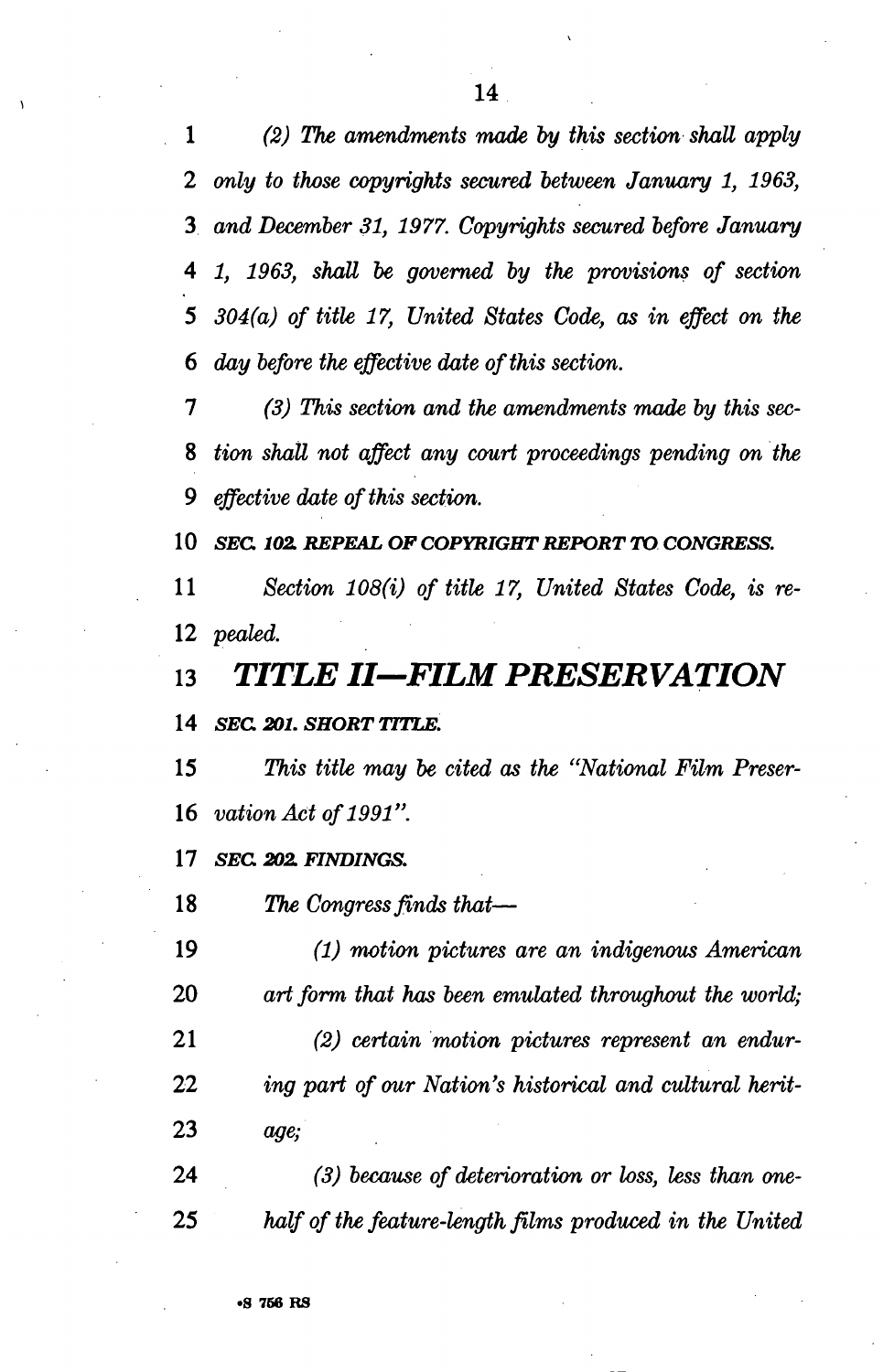*(2) The amendments made by this section shall apply only to those copyrights secured between January 1, 1963, and December 31, 1977. Copyrights secured before January 1, 1963, shall be governed by the provisions of section 304(a) of title 17, United States Code, as in effect on the day before the effective date of this section.*

*(3) This section and the amendments made by this section shall not affect any court proceedings pending on the effective date of this section.*

***SEC. 102. REPEAL OF COPYRIGHT REPORT TO CONGRESS.***

*Section 108(i) of title 17, United States Code, is repealed.*

# *TITLE II—FILM PRESERVATION*

***SEC. 201. SHORT TITLE.***

*This title may be cited as the "National Film Preservation Act of 1991".*

***SEC. 202. FINDINGS.***

*The Congress finds that—*

*(1) motion pictures are an indigenous American art form that has been emulated throughout the world;*

*(2) certain motion pictures represent an enduring part of our Nation's historical and cultural heritage;*

*(3) because of deterioration or loss, less than one-half of the feature-length films produced in the United*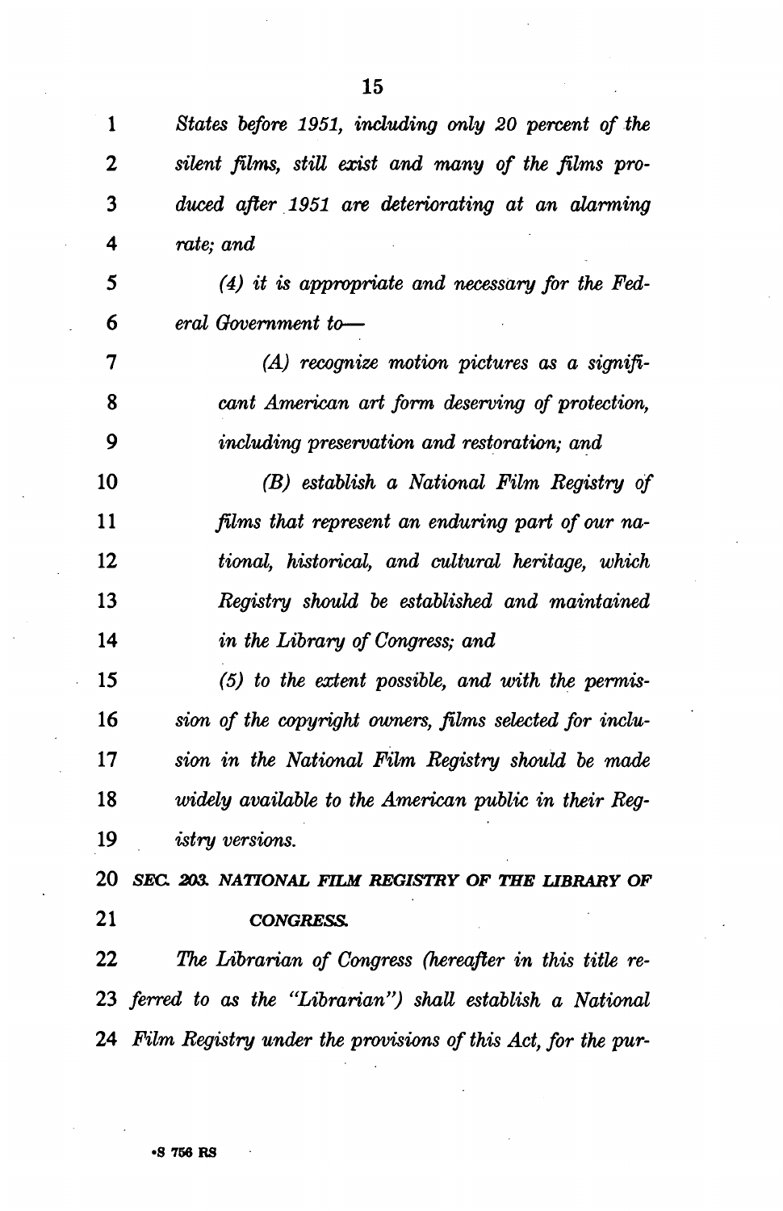*States before 1951, including only 20 percent of the silent films, still exist and many of the films produced after 1951 are deteriorating at an alarming rate; and*

*(4) it is appropriate and necessary for the Federal Government to—*

*(A) recognize motion pictures as a significant American art form deserving of protection, including preservation and restoration; and*

*(B) establish a National Film Registry of films that represent an enduring part of our national, historical, and cultural heritage, which Registry should be established and maintained in the Library of Congress; and*

*(5) to the extent possible, and with the permission of the copyright owners, films selected for inclusion in the National Film Registry should be made widely available to the American public in their Registry versions.*

***SEC. 203. NATIONAL FILM REGISTRY OF THE LIBRARY OF CONGRESS.***

*The Librarian of Congress (hereafter in this title referred to as the "Librarian") shall establish a National Film Registry under the provisions of this Act, for the pur-*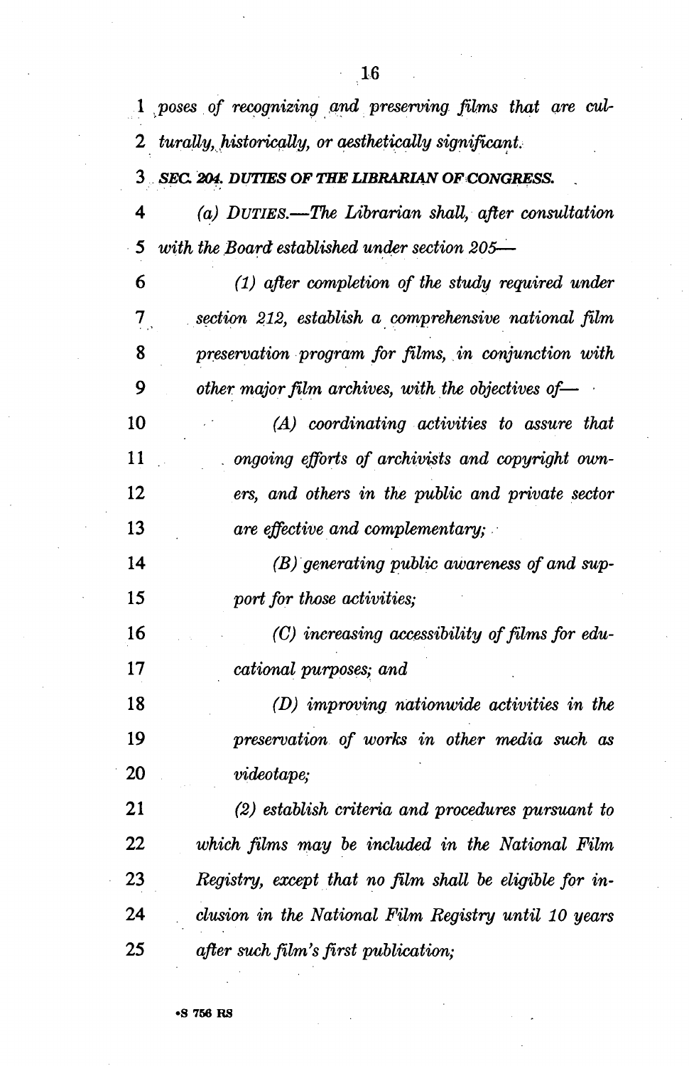*poses of recognizing and preserving films that are culturally, historically, or aesthetically significant.*

***SEC. 204. DUTIES OF THE LIBRARIAN OF CONGRESS.***

*(a) DUTIES.—The Librarian shall, after consultation with the Board established under section 205—*

*(1) after completion of the study required under section 212, establish a comprehensive national film preservation program for films, in conjunction with other major film archives, with the objectives of—*

*(A) coordinating activities to assure that ongoing efforts of archivists and copyright owners, and others in the public and private sector are effective and complementary;*

*(B) generating public awareness of and support for those activities;*

*(C) increasing accessibility of films for educational purposes; and*

*(D) improving nationwide activities in the preservation of works in other media such as videotape;*

*(2) establish criteria and procedures pursuant to which films may be included in the National Film Registry, except that no film shall be eligible for inclusion in the National Film Registry until 10 years after such film's first publication;*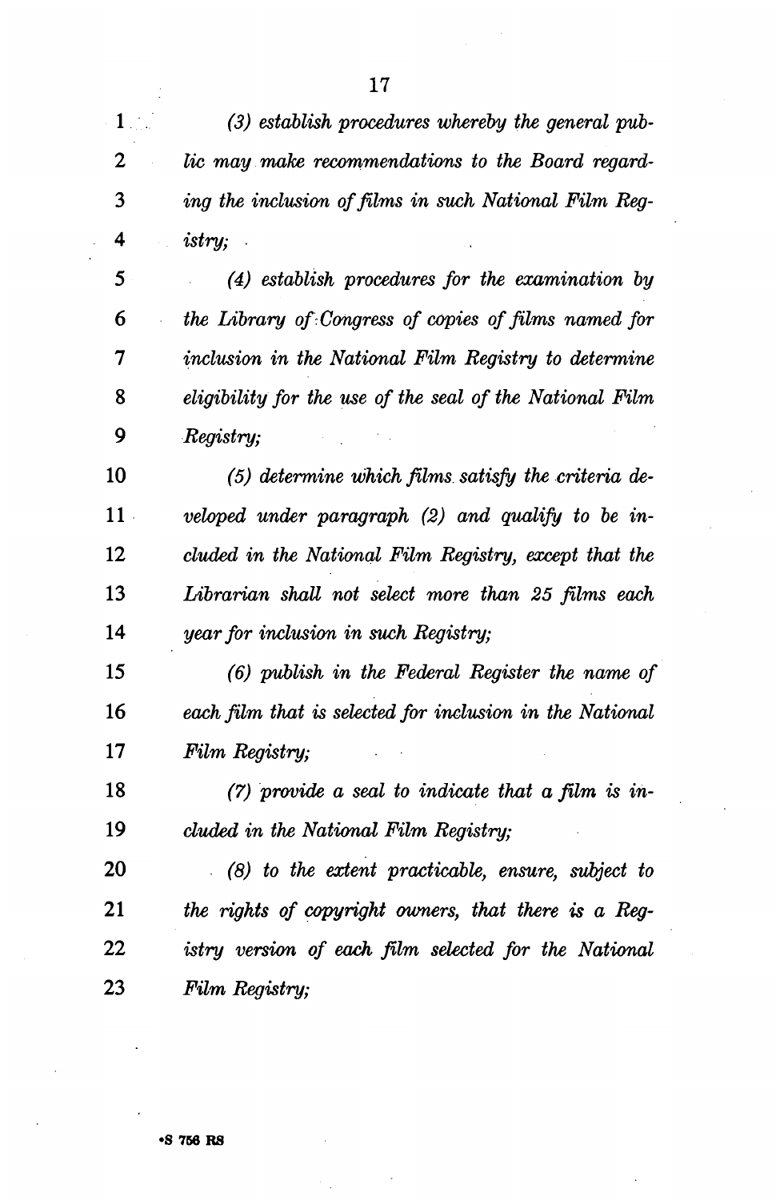*(3) establish procedures whereby the general public may make recommendations to the Board regarding the inclusion of films in such National Film Registry;*

*(4) establish procedures for the examination by the Library of Congress of copies of films named for inclusion in the National Film Registry to determine eligibility for the use of the seal of the National Film Registry;*

*(5) determine which films satisfy the criteria developed under paragraph (2) and qualify to be included in the National Film Registry, except that the Librarian shall not select more than 25 films each year for inclusion in such Registry;*

*(6) publish in the Federal Register the name of each film that is selected for inclusion in the National Film Registry;*

*(7) provide a seal to indicate that a film is included in the National Film Registry;*

*(8) to the extent practicable, ensure, subject to the rights of copyright owners, that there is a Registry version of each film selected for the National Film Registry;*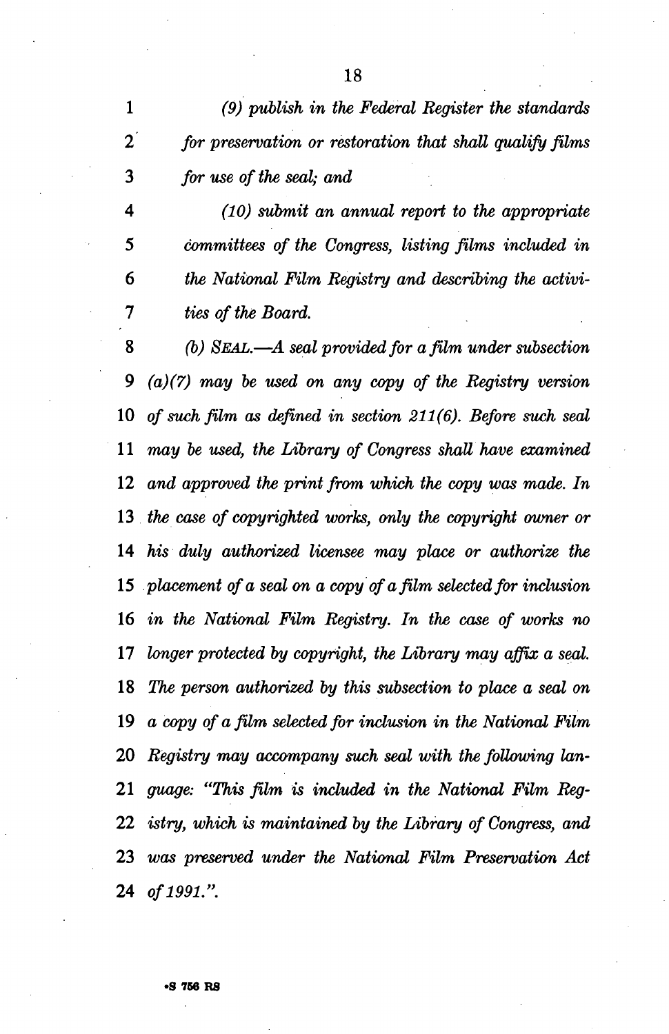*(9) publish in the Federal Register the standards for preservation or restoration that shall qualify films for use of the seal; and*

*(10) submit an annual report to the appropriate committees of the Congress, listing films included in the National Film Registry and describing the activities of the Board.*

*(b) SEAL.—A seal provided for a film under subsection (a)(7) may be used on any copy of the Registry version of such film as defined in section 211(6). Before such seal may be used, the Library of Congress shall have examined and approved the print from which the copy was made. In the case of copyrighted works, only the copyright owner or his duly authorized licensee may place or authorize the placement of a seal on a copy of a film selected for inclusion in the National Film Registry. In the case of works no longer protected by copyright, the Library may affix a seal. The person authorized by this subsection to place a seal on a copy of a film selected for inclusion in the National Film Registry may accompany such seal with the following language: "This film is included in the National Film Registry, which is maintained by the Library of Congress, and was preserved under the National Film Preservation Act of 1991.".*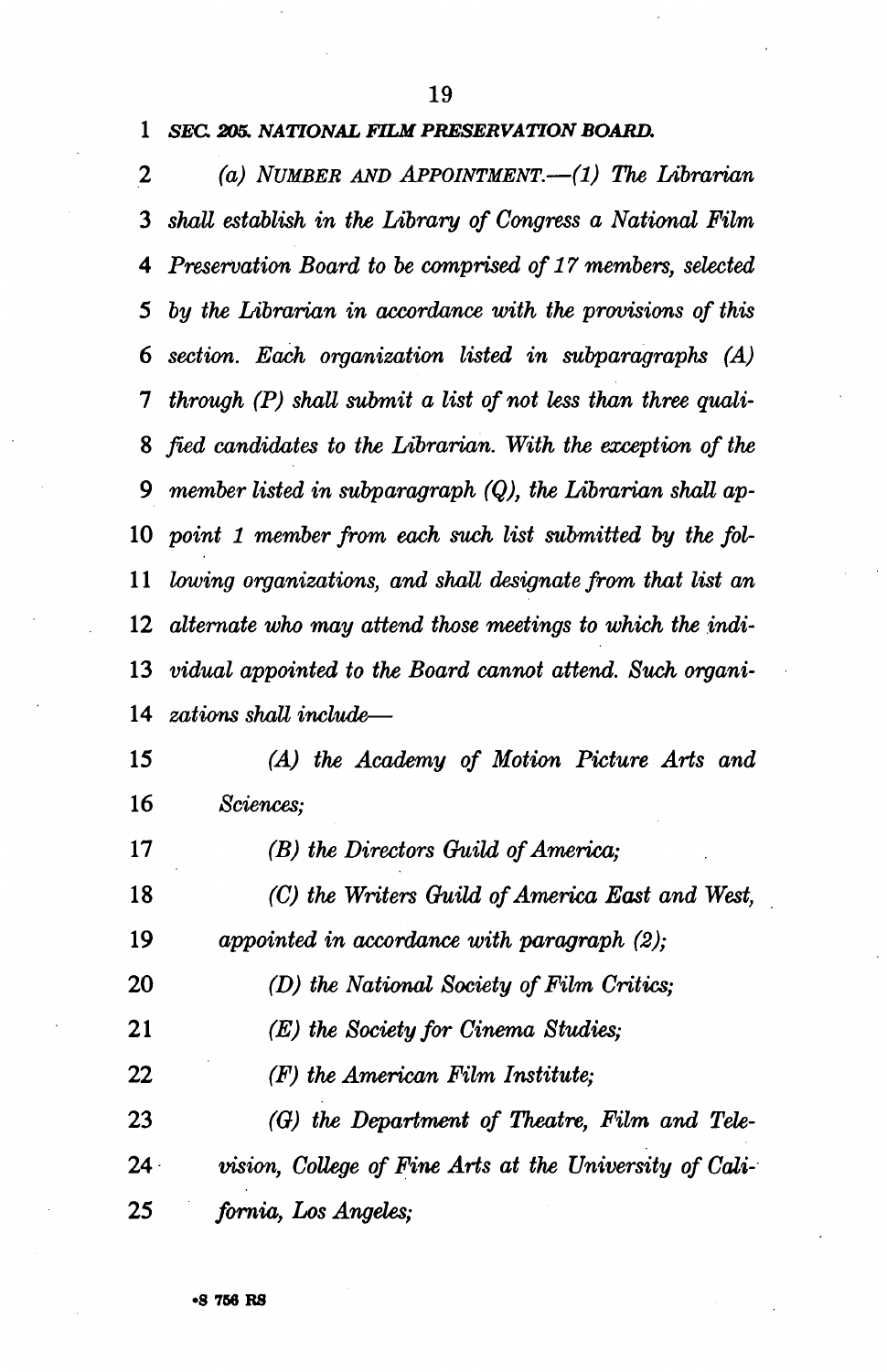***SEC. 205. NATIONAL FILM PRESERVATION BOARD.***

*(a) NUMBER AND APPOINTMENT.—(1) The Librarian shall establish in the Library of Congress a National Film Preservation Board to be comprised of 17 members, selected by the Librarian in accordance with the provisions of this section. Each organization listed in subparagraphs (A) through (P) shall submit a list of not less than three qualified candidates to the Librarian. With the exception of the member listed in subparagraph (Q), the Librarian shall appoint 1 member from each such list submitted by the following organizations, and shall designate from that list an alternate who may attend those meetings to which the individual appointed to the Board cannot attend. Such organizations shall include—*

*(A) the Academy of Motion Picture Arts and Sciences;*

*(B) the Directors Guild of America;*

*(C) the Writers Guild of America East and West, appointed in accordance with paragraph (2);*

*(D) the National Society of Film Critics;*

*(E) the Society for Cinema Studies;*

*(F) the American Film Institute;*

*(G) the Department of Theatre, Film and Television, College of Fine Arts at the University of California, Los Angeles;*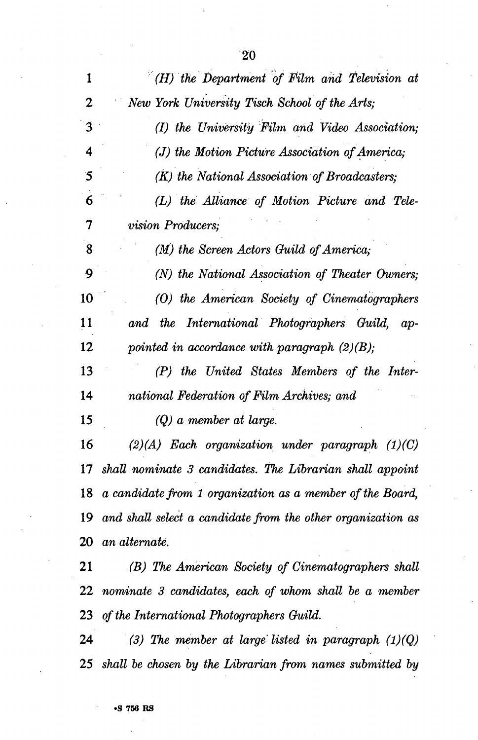*(H) the Department of Film and Television at New York University Tisch School of the Arts;*

*(I) the University Film and Video Association;*

*(J) the Motion Picture Association of America;*

*(K) the National Association of Broadcasters;*

*(L) the Alliance of Motion Picture and Television Producers;*

*(M) the Screen Actors Guild of America;*

*(N) the National Association of Theater Owners;*

*(O) the American Society of Cinematographers and the International Photographers Guild, appointed in accordance with paragraph (2)(B);*

*(P) the United States Members of the International Federation of Film Archives; and*

*(Q) a member at large.*

*(2)(A) Each organization under paragraph (1)(C) shall nominate 3 candidates. The Librarian shall appoint a candidate from 1 organization as a member of the Board, and shall select a candidate from the other organization as an alternate.*

*(B) The American Society of Cinematographers shall nominate 3 candidates, each of whom shall be a member of the International Photographers Guild.*

*(3) The member at large listed in paragraph (1)(Q) shall be chosen by the Librarian from names submitted by*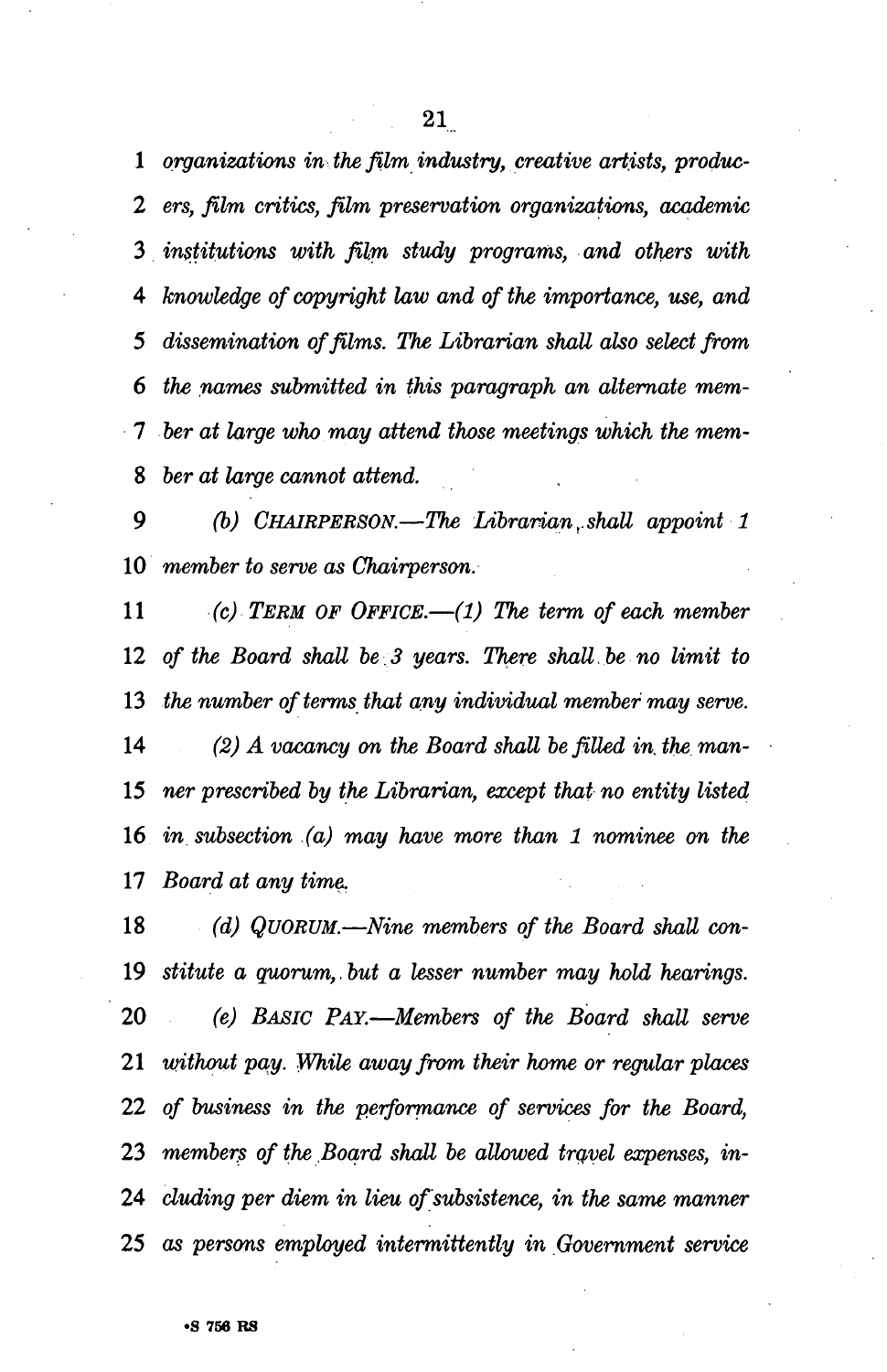*organizations in the film industry, creative artists, producers, film critics, film preservation organizations, academic institutions with film study programs, and others with knowledge of copyright law and of the importance, use, and dissemination of films. The Librarian shall also select from the names submitted in this paragraph an alternate member at large who may attend those meetings which the member at large cannot attend.*

*(b) CHAIRPERSON.—The Librarian shall appoint 1 member to serve as Chairperson.*

*(c) TERM OF OFFICE.—(1) The term of each member of the Board shall be 3 years. There shall be no limit to the number of terms that any individual member may serve.*

*(2) A vacancy on the Board shall be filled in the manner prescribed by the Librarian, except that no entity listed in subsection (a) may have more than 1 nominee on the Board at any time.*

*(d) QUORUM.—Nine members of the Board shall constitute a quorum, but a lesser number may hold hearings.*

*(e) BASIC PAY.—Members of the Board shall serve without pay. While away from their home or regular places of business in the performance of services for the Board, members of the Board shall be allowed travel expenses, including per diem in lieu of subsistence, in the same manner as persons employed intermittently in Government service*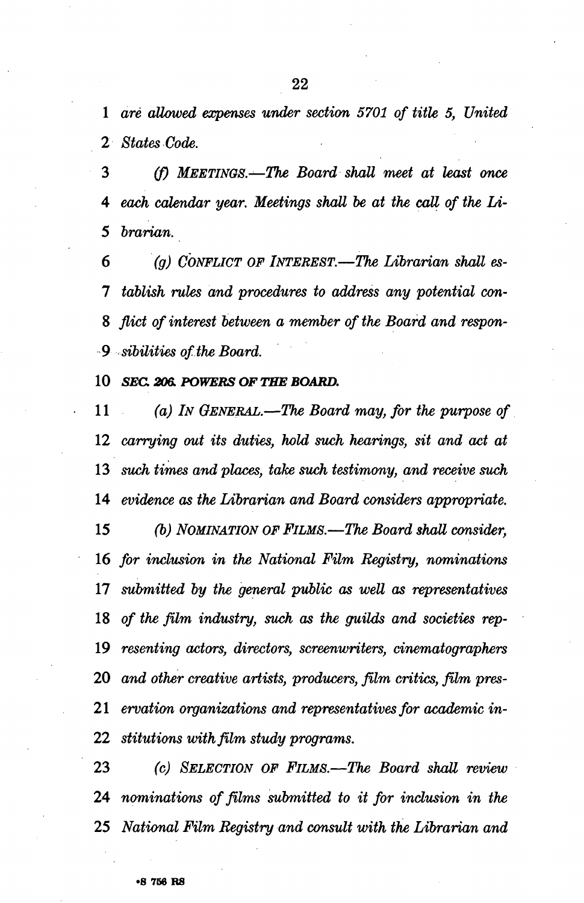*are allowed expenses under section 5701 of title 5, United States Code.*

*(f) MEETINGS.—The Board shall meet at least once each calendar year. Meetings shall be at the call of the Librarian.*

*(g) CONFLICT OF INTEREST.—The Librarian shall establish rules and procedures to address any potential conflict of interest between a member of the Board and responsibilities of the Board.*

***SEC. 206. POWERS OF THE BOARD.***

*(a) IN GENERAL.—The Board may, for the purpose of carrying out its duties, hold such hearings, sit and act at such times and places, take such testimony, and receive such evidence as the Librarian and Board considers appropriate.*

*(b) NOMINATION OF FILMS.—The Board shall consider, for inclusion in the National Film Registry, nominations submitted by the general public as well as representatives of the film industry, such as the guilds and societies representing actors, directors, screenwriters, cinematographers and other creative artists, producers, film critics, film preservation organizations and representatives for academic institutions with film study programs.*

*(c) SELECTION OF FILMS.—The Board shall review nominations of films submitted to it for inclusion in the National Film Registry and consult with the Librarian and*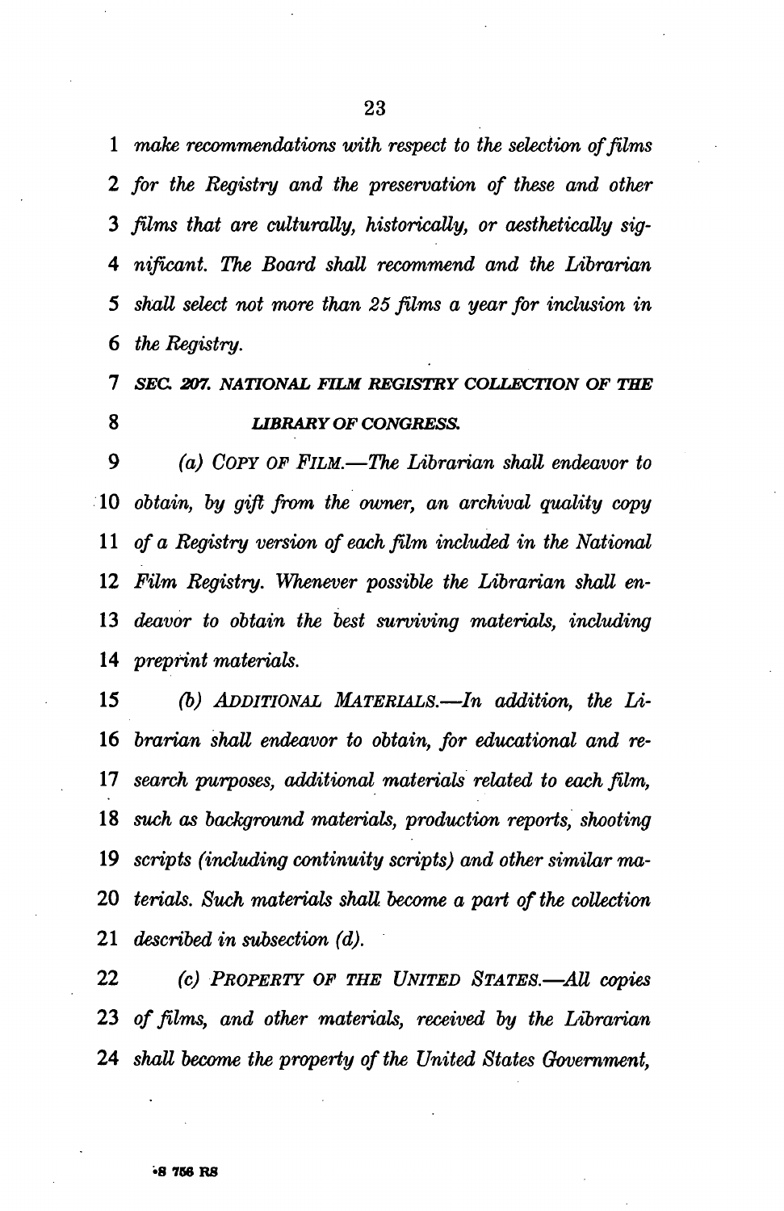*make recommendations with respect to the selection of films for the Registry and the preservation of these and other films that are culturally, historically, or aesthetically significant. The Board shall recommend and the Librarian shall select not more than 25 films a year for inclusion in the Registry.*

### *SEC. 207. NATIONAL FILM REGISTRY COLLECTION OF THE LIBRARY OF CONGRESS.*

*(a) COPY OF FILM.—The Librarian shall endeavor to obtain, by gift from the owner, an archival quality copy of a Registry version of each film included in the National Film Registry. Whenever possible the Librarian shall endeavor to obtain the best surviving materials, including preprint materials.*

*(b) ADDITIONAL MATERIALS.—In addition, the Librarian shall endeavor to obtain, for educational and research purposes, additional materials related to each film, such as background materials, production reports, shooting scripts (including continuity scripts) and other similar materials. Such materials shall become a part of the collection described in subsection (d).*

*(c) PROPERTY OF THE UNITED STATES.—All copies of films, and other materials, received by the Librarian shall become the property of the United States Government,*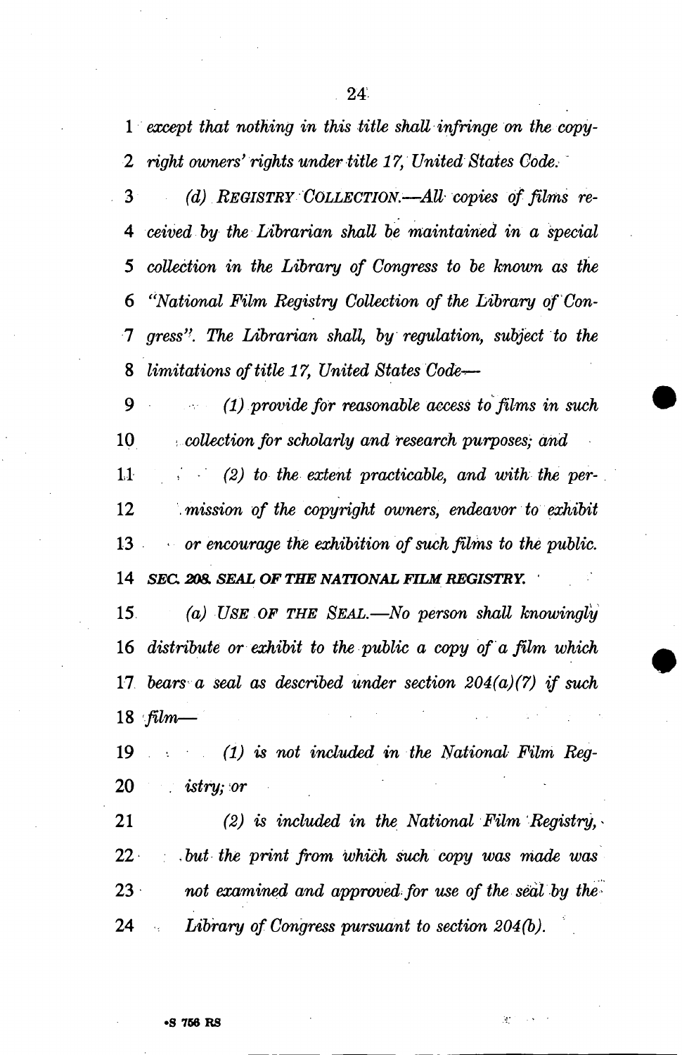*except that nothing in this title shall infringe on the copyright owners' rights under title 17, United States Code.*

*(d) REGISTRY COLLECTION.—All copies of films received by the Librarian shall be maintained in a special collection in the Library of Congress to be known as the "National Film Registry Collection of the Library of Congress". The Librarian shall, by regulation, subject to the limitations of title 17, United States Code—*

*(1) provide for reasonable access to films in such collection for scholarly and research purposes; and*

*(2) to the extent practicable, and with the permission of the copyright owners, endeavor to exhibit or encourage the exhibition of such films to the public.*

***SEC. 208. SEAL OF THE NATIONAL FILM REGISTRY.***

*(a) USE OF THE SEAL.—No person shall knowingly distribute or exhibit to the public a copy of a film which bears a seal as described under section 204(a)(7) if such film—*

*(1) is not included in the National Film Registry; or*

*(2) is included in the National Film Registry, but the print from which such copy was made was not examined and approved for use of the seal by the Library of Congress pursuant to section 204(b).*

•S 756 RS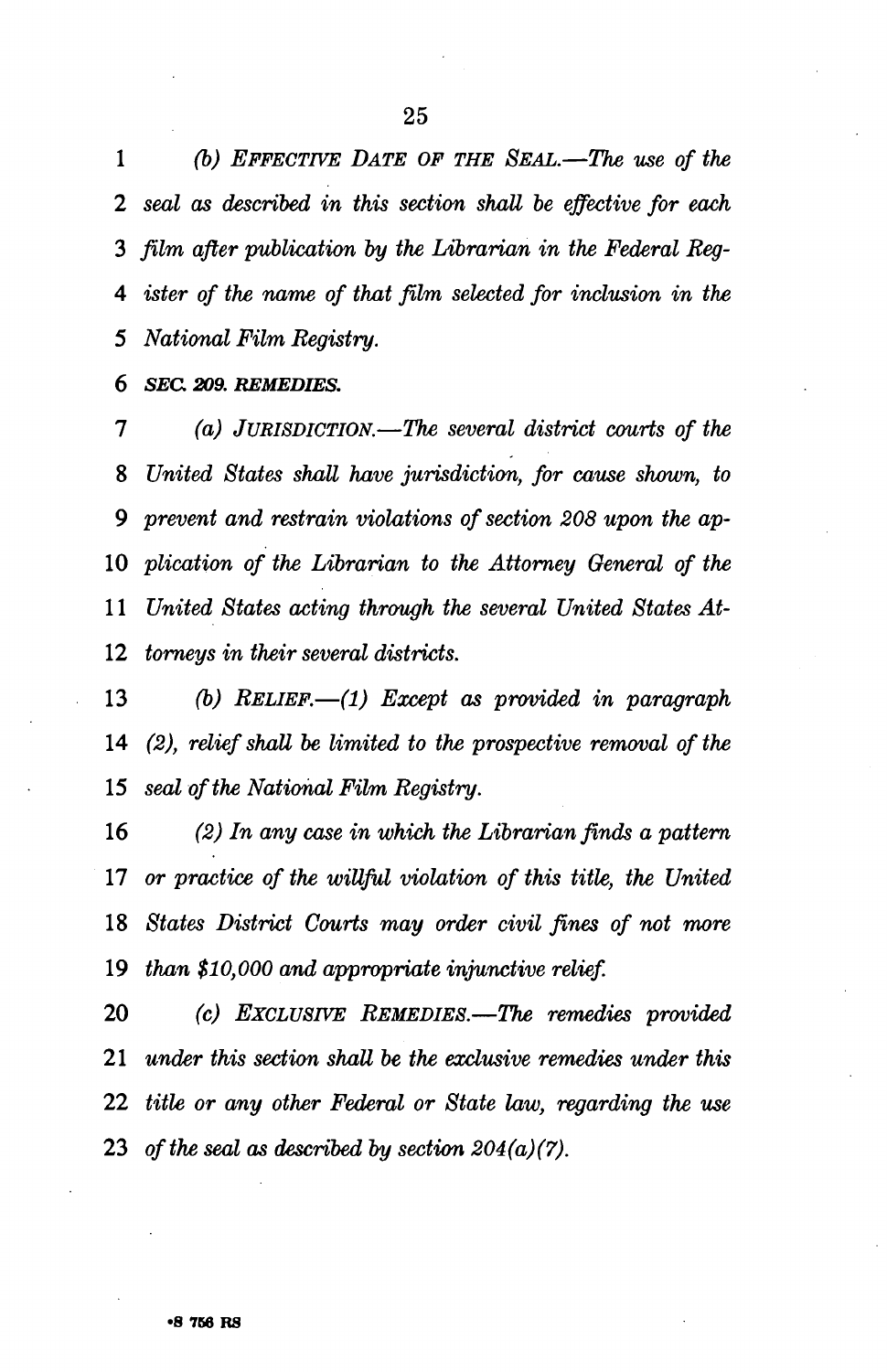*(b) EFFECTIVE DATE OF THE SEAL.—The use of the seal as described in this section shall be effective for each film after publication by the Librarian in the Federal Register of the name of that film selected for inclusion in the National Film Registry.*

***SEC. 209. REMEDIES.***

*(a) JURISDICTION.—The several district courts of the United States shall have jurisdiction, for cause shown, to prevent and restrain violations of section 208 upon the application of the Librarian to the Attorney General of the United States acting through the several United States Attorneys in their several districts.*

*(b) RELIEF.—(1) Except as provided in paragraph (2), relief shall be limited to the prospective removal of the seal of the National Film Registry.*

*(2) In any case in which the Librarian finds a pattern or practice of the willful violation of this title, the United States District Courts may order civil fines of not more than $10,000 and appropriate injunctive relief.*

*(c) EXCLUSIVE REMEDIES.—The remedies provided under this section shall be the exclusive remedies under this title or any other Federal or State law, regarding the use of the seal as described by section 204(a)(7).*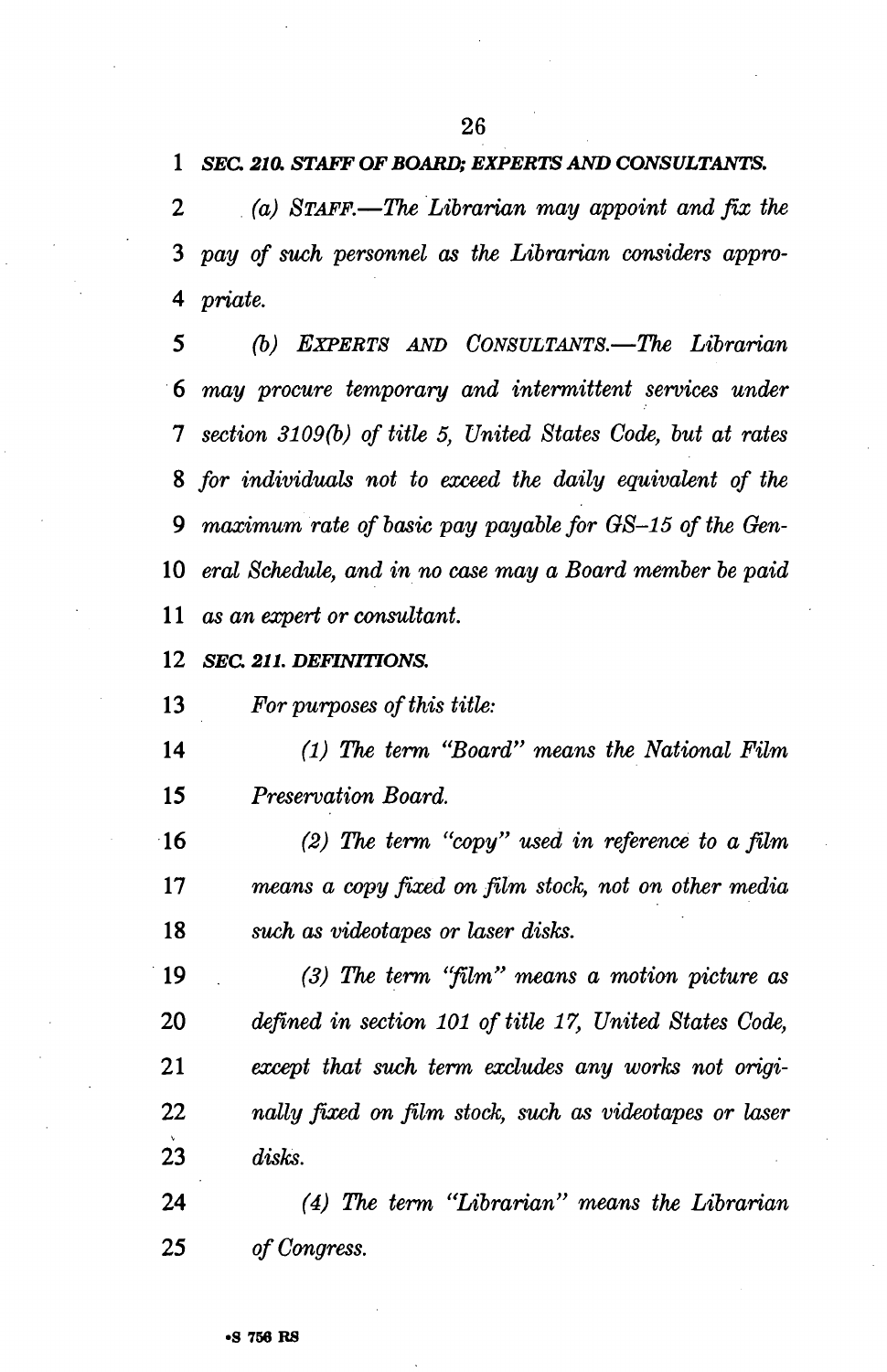***SEC. 210. STAFF OF BOARD; EXPERTS AND CONSULTANTS.***

*(a) STAFF.—The Librarian may appoint and fix the pay of such personnel as the Librarian considers appropriate.*

*(b) EXPERTS AND CONSULTANTS.—The Librarian may procure temporary and intermittent services under section 3109(b) of title 5, United States Code, but at rates for individuals not to exceed the daily equivalent of the maximum rate of basic pay payable for GS–15 of the General Schedule, and in no case may a Board member be paid as an expert or consultant.*

***SEC. 211. DEFINITIONS.***

*For purposes of this title:*

*(1) The term "Board" means the National Film Preservation Board.*

*(2) The term "copy" used in reference to a film means a copy fixed on film stock, not on other media such as videotapes or laser disks.*

*(3) The term "film" means a motion picture as defined in section 101 of title 17, United States Code, except that such term excludes any works not originally fixed on film stock, such as videotapes or laser disks.*

*(4) The term "Librarian" means the Librarian of Congress.*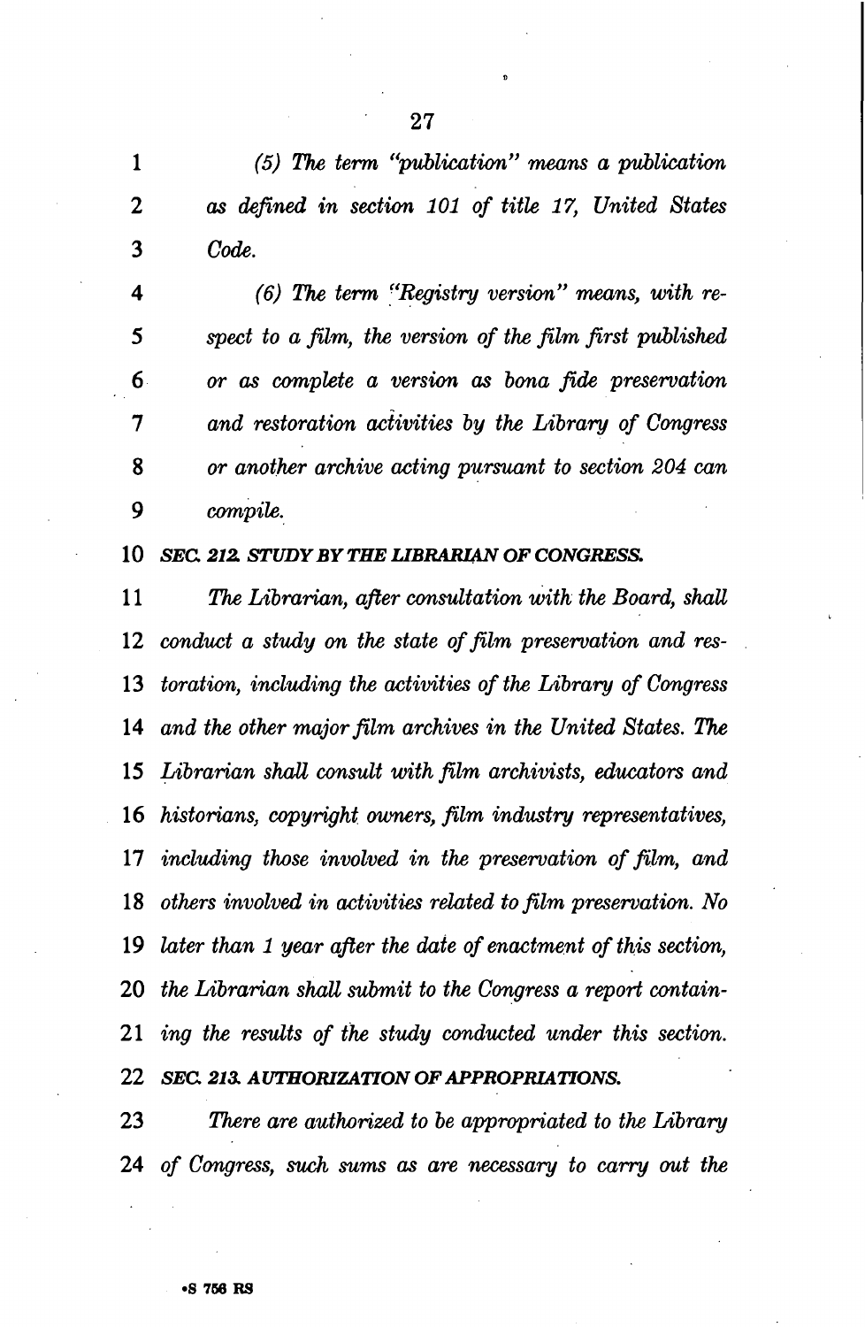*(5) The term "publication" means a publication as defined in section 101 of title 17, United States Code.*

*(6) The term "Registry version" means, with respect to a film, the version of the film first published or as complete a version as bona fide preservation and restoration activities by the Library of Congress or another archive acting pursuant to section 204 can compile.*

***SEC. 212. STUDY BY THE LIBRARIAN OF CONGRESS.***

*The Librarian, after consultation with the Board, shall conduct a study on the state of film preservation and restoration, including the activities of the Library of Congress and the other major film archives in the United States. The Librarian shall consult with film archivists, educators and historians, copyright owners, film industry representatives, including those involved in the preservation of film, and others involved in activities related to film preservation. No later than 1 year after the date of enactment of this section, the Librarian shall submit to the Congress a report containing the results of the study conducted under this section.*

***SEC. 213. AUTHORIZATION OF APPROPRIATIONS.***

*There are authorized to be appropriated to the Library of Congress, such sums as are necessary to carry out the*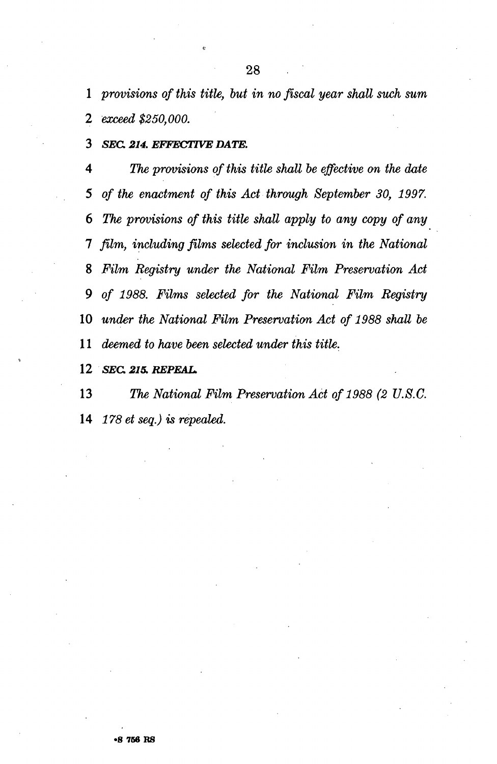*provisions of this title, but in no fiscal year shall such sum exceed $250,000.*

***SEC. 214. EFFECTIVE DATE.***

*The provisions of this title shall be effective on the date of the enactment of this Act through September 30, 1997. The provisions of this title shall apply to any copy of any film, including films selected for inclusion in the National Film Registry under the National Film Preservation Act of 1988. Films selected for the National Film Registry under the National Film Preservation Act of 1988 shall be deemed to have been selected under this title.*

***SEC. 215. REPEAL.***

*The National Film Preservation Act of 1988 (2 U.S.C. 178 et seq.) is repealed.*

•S 756 RS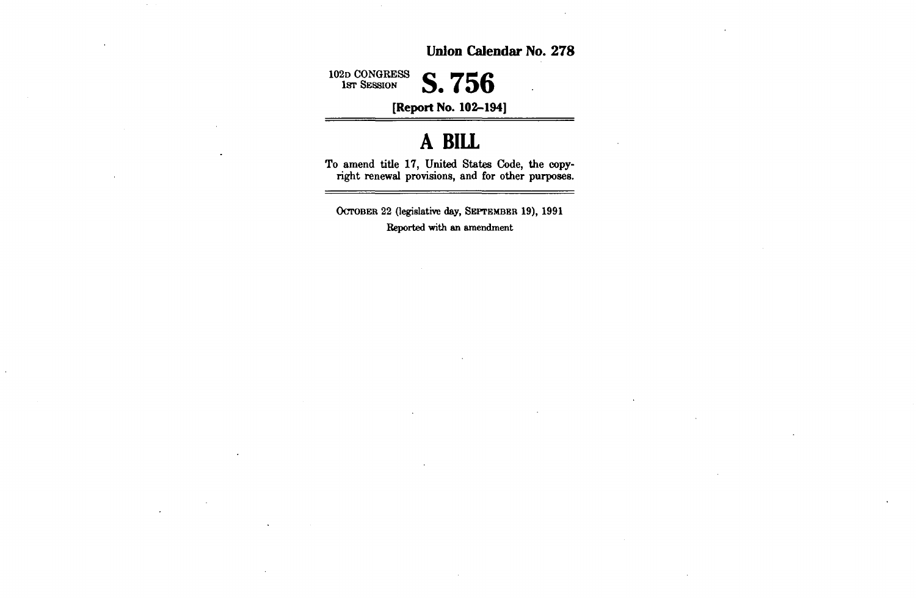**Union Calendar No. 278**

102D CONGRESS
1ST SESSION

# S. 756

**[Report No. 102–194]**

---

# A BILL

To amend title 17, United States Code, the copyright renewal provisions, and for other purposes.

---

OCTOBER 22 (legislative day, SEPTEMBER 19), 1991

Reported with an amendment